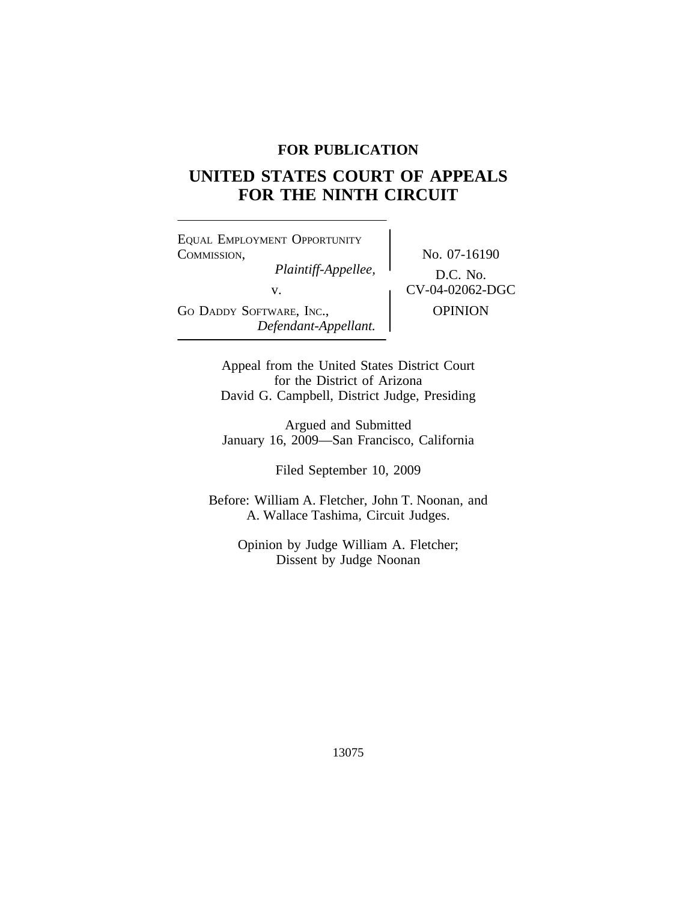**FOR PUBLICATION**

# UNITED STATES COURT OF APPEALS FOR THE NINTH CIRCUIT

EQUAL EMPLOYMENT OPPORTUNITY COMMISSION,
*Plaintiff-Appellee,*

v.

GO DADDY SOFTWARE, INC.,
*Defendant-Appellant.*

No. 07-16190

D.C. No. CV-04-02062-DGC

OPINION

Appeal from the United States District Court
for the District of Arizona
David G. Campbell, District Judge, Presiding

Argued and Submitted
January 16, 2009—San Francisco, California

Filed September 10, 2009

Before: William A. Fletcher, John T. Noonan, and
A. Wallace Tashima, Circuit Judges.

Opinion by Judge William A. Fletcher;
Dissent by Judge Noonan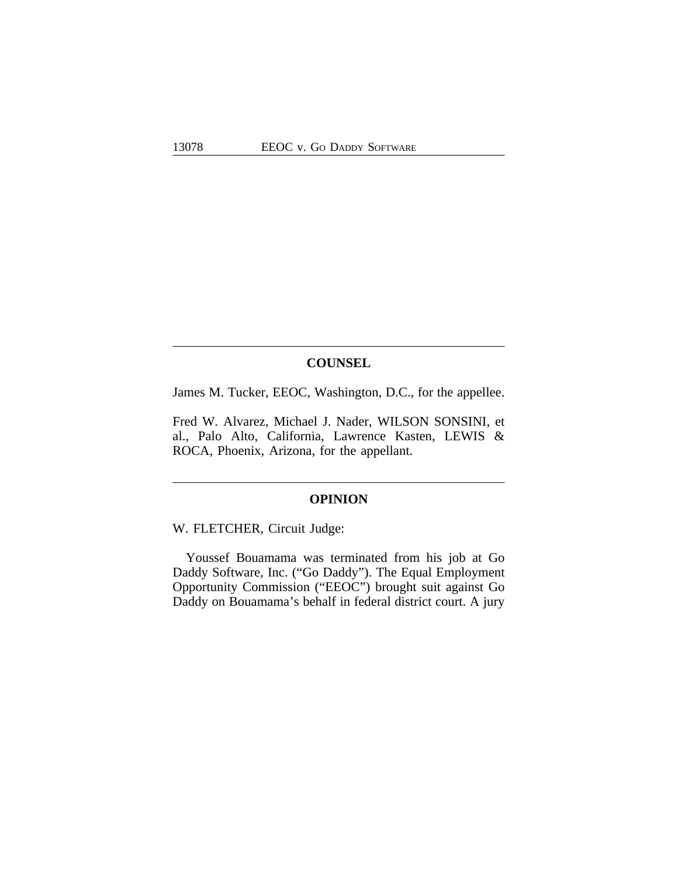## COUNSEL

James M. Tucker, EEOC, Washington, D.C., for the appellee.

Fred W. Alvarez, Michael J. Nader, WILSON SONSINI, et al., Palo Alto, California, Lawrence Kasten, LEWIS & ROCA, Phoenix, Arizona, for the appellant.

## OPINION

W. FLETCHER, Circuit Judge:

Youssef Bouamama was terminated from his job at Go Daddy Software, Inc. ("Go Daddy"). The Equal Employment Opportunity Commission ("EEOC") brought suit against Go Daddy on Bouamama's behalf in federal district court. A jury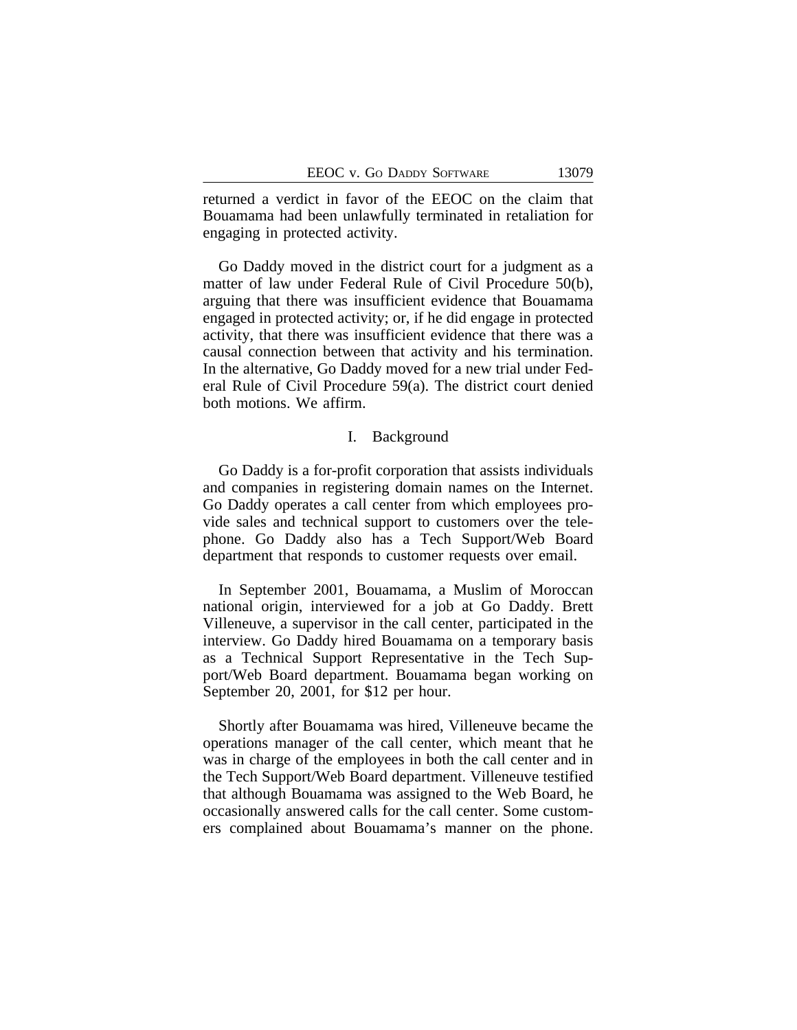returned a verdict in favor of the EEOC on the claim that Bouamama had been unlawfully terminated in retaliation for engaging in protected activity.

Go Daddy moved in the district court for a judgment as a matter of law under Federal Rule of Civil Procedure 50(b), arguing that there was insufficient evidence that Bouamama engaged in protected activity; or, if he did engage in protected activity, that there was insufficient evidence that there was a causal connection between that activity and his termination. In the alternative, Go Daddy moved for a new trial under Federal Rule of Civil Procedure 59(a). The district court denied both motions. We affirm.

## I. Background

Go Daddy is a for-profit corporation that assists individuals and companies in registering domain names on the Internet. Go Daddy operates a call center from which employees provide sales and technical support to customers over the telephone. Go Daddy also has a Tech Support/Web Board department that responds to customer requests over email.

In September 2001, Bouamama, a Muslim of Moroccan national origin, interviewed for a job at Go Daddy. Brett Villeneuve, a supervisor in the call center, participated in the interview. Go Daddy hired Bouamama on a temporary basis as a Technical Support Representative in the Tech Support/Web Board department. Bouamama began working on September 20, 2001, for $12 per hour.

Shortly after Bouamama was hired, Villeneuve became the operations manager of the call center, which meant that he was in charge of the employees in both the call center and in the Tech Support/Web Board department. Villeneuve testified that although Bouamama was assigned to the Web Board, he occasionally answered calls for the call center. Some customers complained about Bouamama's manner on the phone.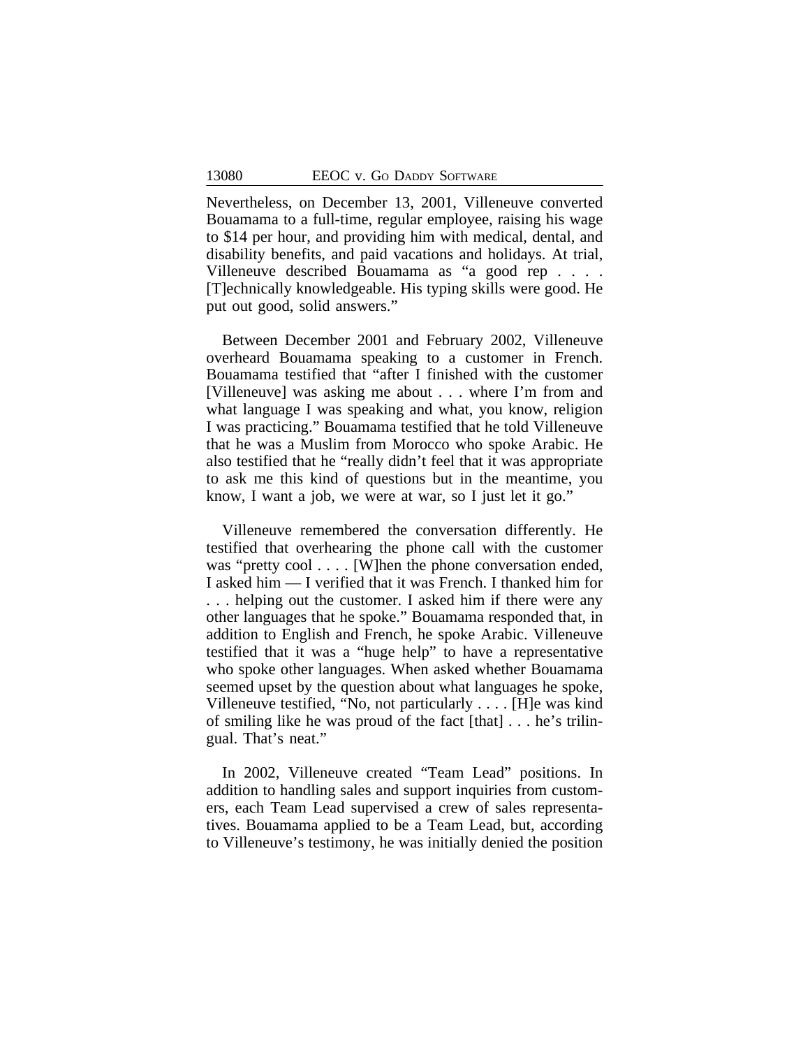Nevertheless, on December 13, 2001, Villeneuve converted Bouamama to a full-time, regular employee, raising his wage to $14 per hour, and providing him with medical, dental, and disability benefits, and paid vacations and holidays. At trial, Villeneuve described Bouamama as "a good rep . . . . [T]echnically knowledgeable. His typing skills were good. He put out good, solid answers."

Between December 2001 and February 2002, Villeneuve overheard Bouamama speaking to a customer in French. Bouamama testified that "after I finished with the customer [Villeneuve] was asking me about . . . where I'm from and what language I was speaking and what, you know, religion I was practicing." Bouamama testified that he told Villeneuve that he was a Muslim from Morocco who spoke Arabic. He also testified that he "really didn't feel that it was appropriate to ask me this kind of questions but in the meantime, you know, I want a job, we were at war, so I just let it go."

Villeneuve remembered the conversation differently. He testified that overhearing the phone call with the customer was "pretty cool . . . . [W]hen the phone conversation ended, I asked him — I verified that it was French. I thanked him for . . . helping out the customer. I asked him if there were any other languages that he spoke." Bouamama responded that, in addition to English and French, he spoke Arabic. Villeneuve testified that it was a "huge help" to have a representative who spoke other languages. When asked whether Bouamama seemed upset by the question about what languages he spoke, Villeneuve testified, "No, not particularly . . . . [H]e was kind of smiling like he was proud of the fact [that] . . . he's trilingual. That's neat."

In 2002, Villeneuve created "Team Lead" positions. In addition to handling sales and support inquiries from customers, each Team Lead supervised a crew of sales representatives. Bouamama applied to be a Team Lead, but, according to Villeneuve's testimony, he was initially denied the position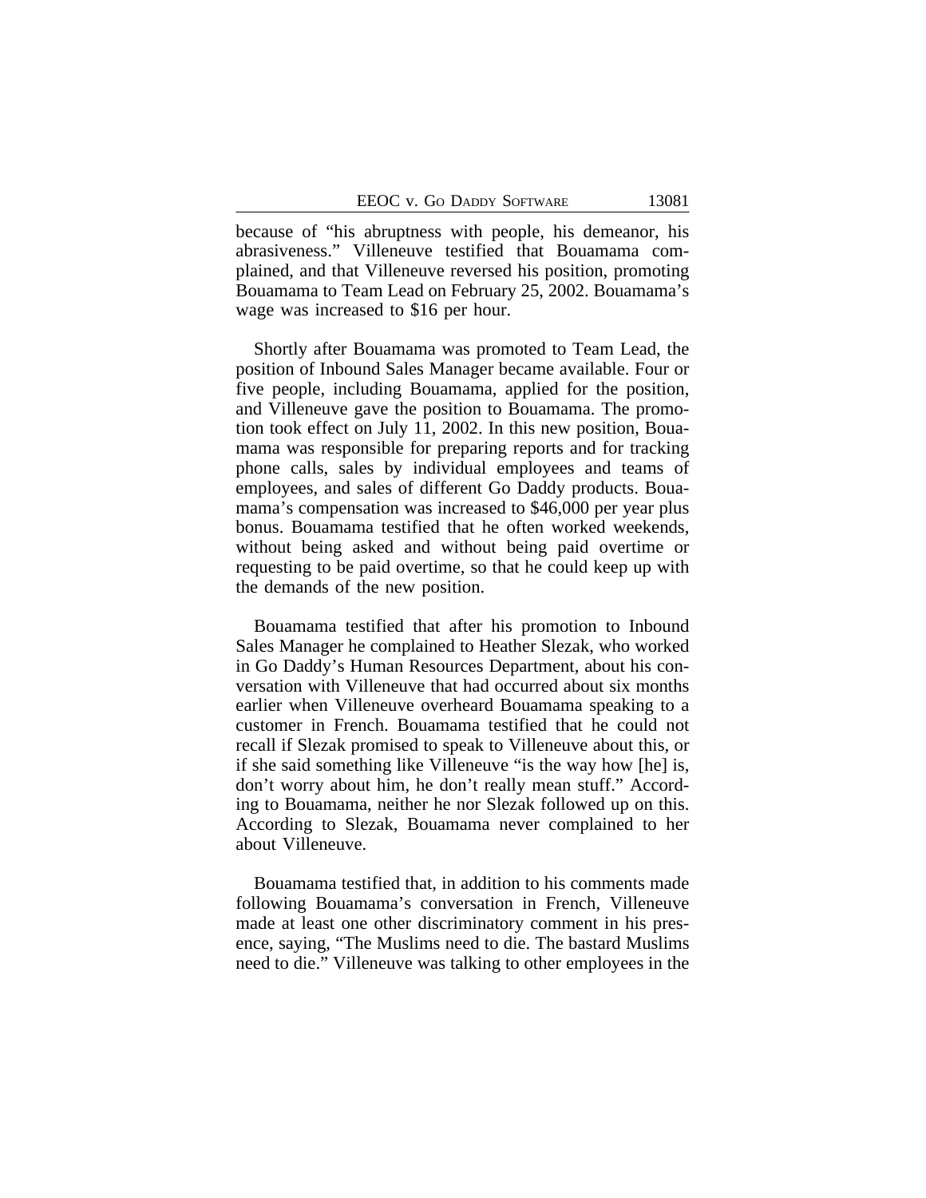because of "his abruptness with people, his demeanor, his abrasiveness." Villeneuve testified that Bouamama complained, and that Villeneuve reversed his position, promoting Bouamama to Team Lead on February 25, 2002. Bouamama's wage was increased to $16 per hour.

Shortly after Bouamama was promoted to Team Lead, the position of Inbound Sales Manager became available. Four or five people, including Bouamama, applied for the position, and Villeneuve gave the position to Bouamama. The promotion took effect on July 11, 2002. In this new position, Bouamama was responsible for preparing reports and for tracking phone calls, sales by individual employees and teams of employees, and sales of different Go Daddy products. Bouamama's compensation was increased to $46,000 per year plus bonus. Bouamama testified that he often worked weekends, without being asked and without being paid overtime or requesting to be paid overtime, so that he could keep up with the demands of the new position.

Bouamama testified that after his promotion to Inbound Sales Manager he complained to Heather Slezak, who worked in Go Daddy's Human Resources Department, about his conversation with Villeneuve that had occurred about six months earlier when Villeneuve overheard Bouamama speaking to a customer in French. Bouamama testified that he could not recall if Slezak promised to speak to Villeneuve about this, or if she said something like Villeneuve "is the way how [he] is, don't worry about him, he don't really mean stuff." According to Bouamama, neither he nor Slezak followed up on this. According to Slezak, Bouamama never complained to her about Villeneuve.

Bouamama testified that, in addition to his comments made following Bouamama's conversation in French, Villeneuve made at least one other discriminatory comment in his presence, saying, "The Muslims need to die. The bastard Muslims need to die." Villeneuve was talking to other employees in the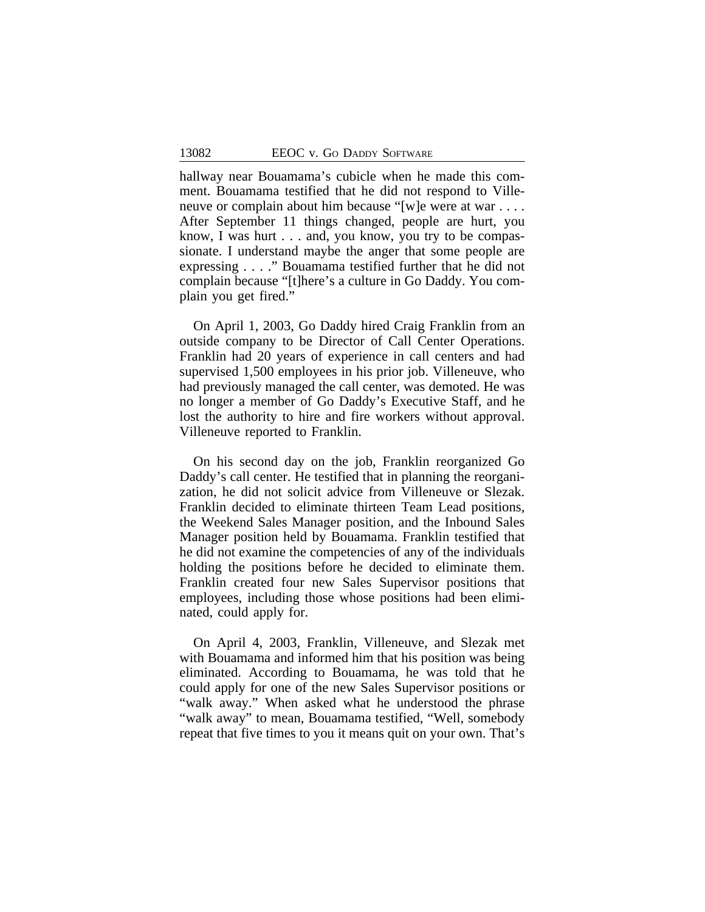hallway near Bouamama's cubicle when he made this comment. Bouamama testified that he did not respond to Villeneuve or complain about him because "[w]e were at war . . . . After September 11 things changed, people are hurt, you know, I was hurt . . . and, you know, you try to be compassionate. I understand maybe the anger that some people are expressing . . . ." Bouamama testified further that he did not complain because "[t]here's a culture in Go Daddy. You complain you get fired."

On April 1, 2003, Go Daddy hired Craig Franklin from an outside company to be Director of Call Center Operations. Franklin had 20 years of experience in call centers and had supervised 1,500 employees in his prior job. Villeneuve, who had previously managed the call center, was demoted. He was no longer a member of Go Daddy's Executive Staff, and he lost the authority to hire and fire workers without approval. Villeneuve reported to Franklin.

On his second day on the job, Franklin reorganized Go Daddy's call center. He testified that in planning the reorganization, he did not solicit advice from Villeneuve or Slezak. Franklin decided to eliminate thirteen Team Lead positions, the Weekend Sales Manager position, and the Inbound Sales Manager position held by Bouamama. Franklin testified that he did not examine the competencies of any of the individuals holding the positions before he decided to eliminate them. Franklin created four new Sales Supervisor positions that employees, including those whose positions had been eliminated, could apply for.

On April 4, 2003, Franklin, Villeneuve, and Slezak met with Bouamama and informed him that his position was being eliminated. According to Bouamama, he was told that he could apply for one of the new Sales Supervisor positions or "walk away." When asked what he understood the phrase "walk away" to mean, Bouamama testified, "Well, somebody repeat that five times to you it means quit on your own. That's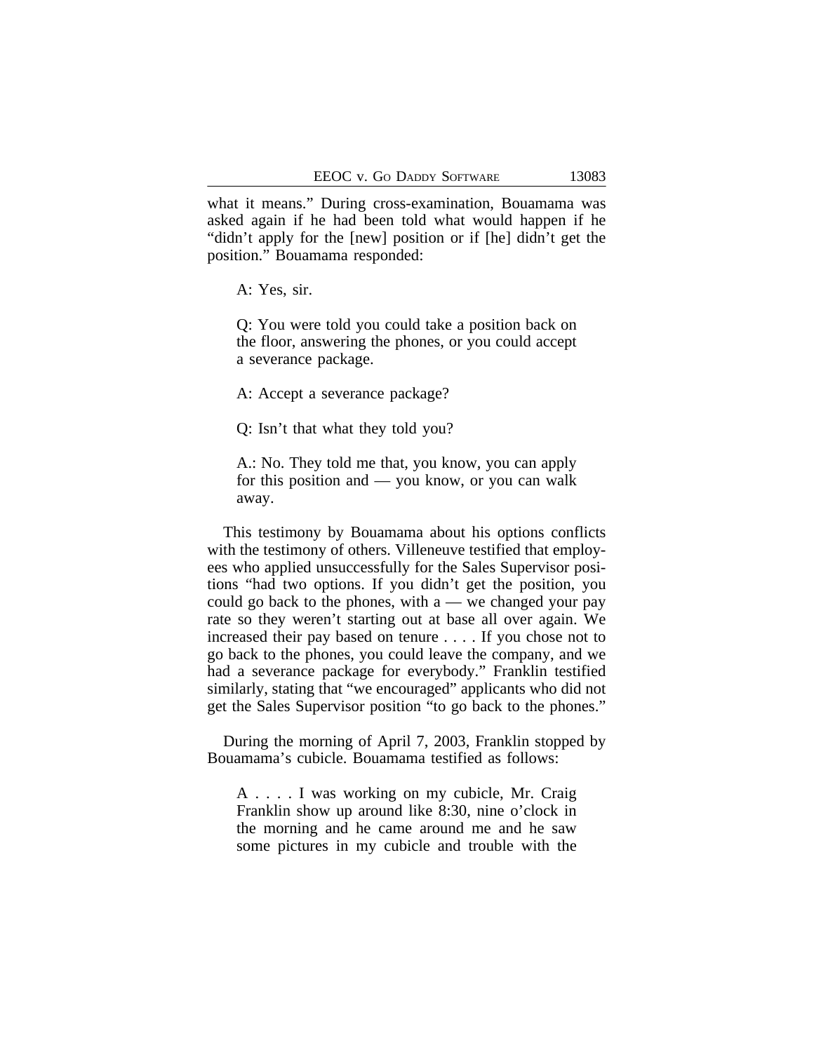what it means." During cross-examination, Bouamama was asked again if he had been told what would happen if he "didn't apply for the [new] position or if [he] didn't get the position." Bouamama responded:

> A: Yes, sir.
>
> Q: You were told you could take a position back on the floor, answering the phones, or you could accept a severance package.
>
> A: Accept a severance package?
>
> Q: Isn't that what they told you?
>
> A.: No. They told me that, you know, you can apply for this position and — you know, or you can walk away.

This testimony by Bouamama about his options conflicts with the testimony of others. Villeneuve testified that employees who applied unsuccessfully for the Sales Supervisor positions "had two options. If you didn't get the position, you could go back to the phones, with a — we changed your pay rate so they weren't starting out at base all over again. We increased their pay based on tenure . . . . If you chose not to go back to the phones, you could leave the company, and we had a severance package for everybody." Franklin testified similarly, stating that "we encouraged" applicants who did not get the Sales Supervisor position "to go back to the phones."

During the morning of April 7, 2003, Franklin stopped by Bouamama's cubicle. Bouamama testified as follows:

> A . . . . I was working on my cubicle, Mr. Craig Franklin show up around like 8:30, nine o'clock in the morning and he came around me and he saw some pictures in my cubicle and trouble with the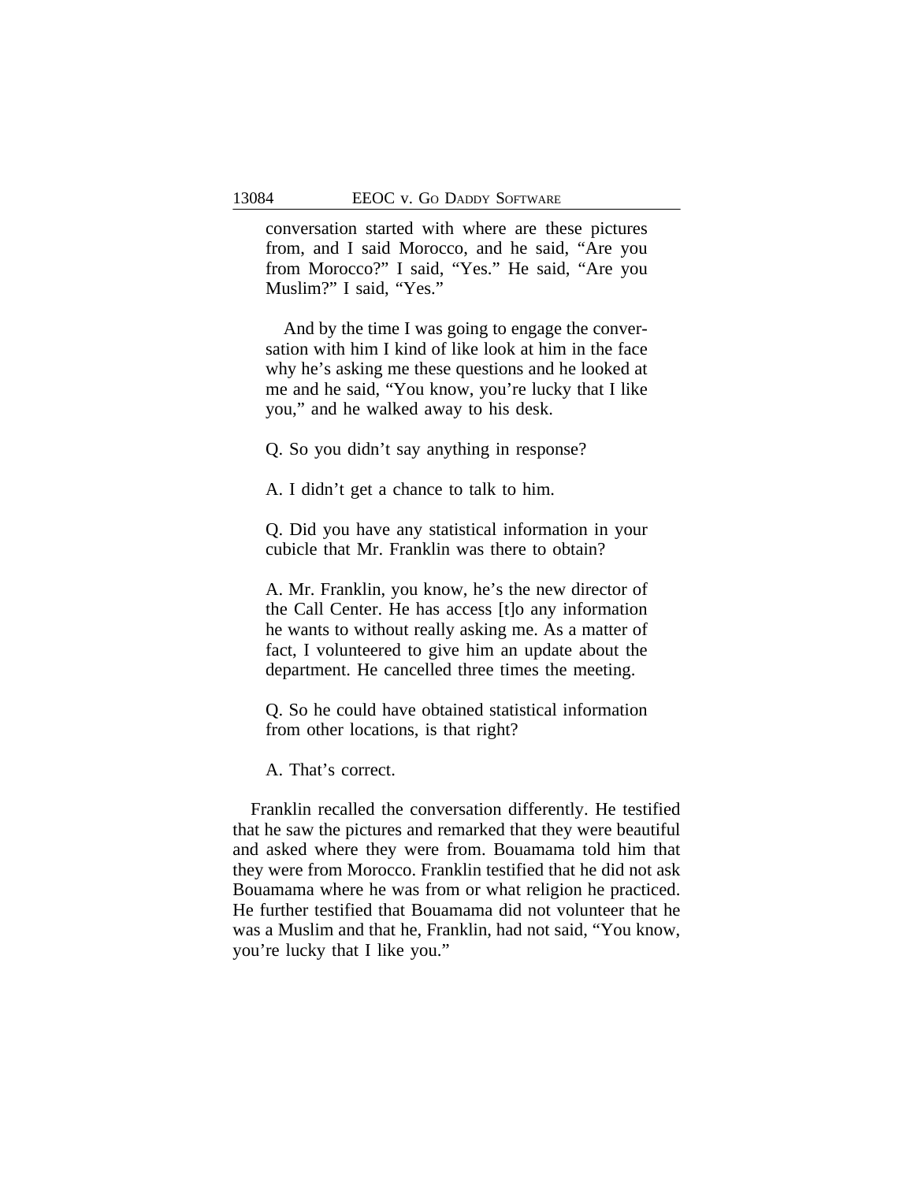> conversation started with where are these pictures from, and I said Morocco, and he said, "Are you from Morocco?" I said, "Yes." He said, "Are you Muslim?" I said, "Yes."
>
> And by the time I was going to engage the conversation with him I kind of like look at him in the face why he's asking me these questions and he looked at me and he said, "You know, you're lucky that I like you," and he walked away to his desk.
>
> Q. So you didn't say anything in response?
>
> A. I didn't get a chance to talk to him.
>
> Q. Did you have any statistical information in your cubicle that Mr. Franklin was there to obtain?
>
> A. Mr. Franklin, you know, he's the new director of the Call Center. He has access [t]o any information he wants to without really asking me. As a matter of fact, I volunteered to give him an update about the department. He cancelled three times the meeting.
>
> Q. So he could have obtained statistical information from other locations, is that right?
>
> A. That's correct.

Franklin recalled the conversation differently. He testified that he saw the pictures and remarked that they were beautiful and asked where they were from. Bouamama told him that they were from Morocco. Franklin testified that he did not ask Bouamama where he was from or what religion he practiced. He further testified that Bouamama did not volunteer that he was a Muslim and that he, Franklin, had not said, "You know, you're lucky that I like you."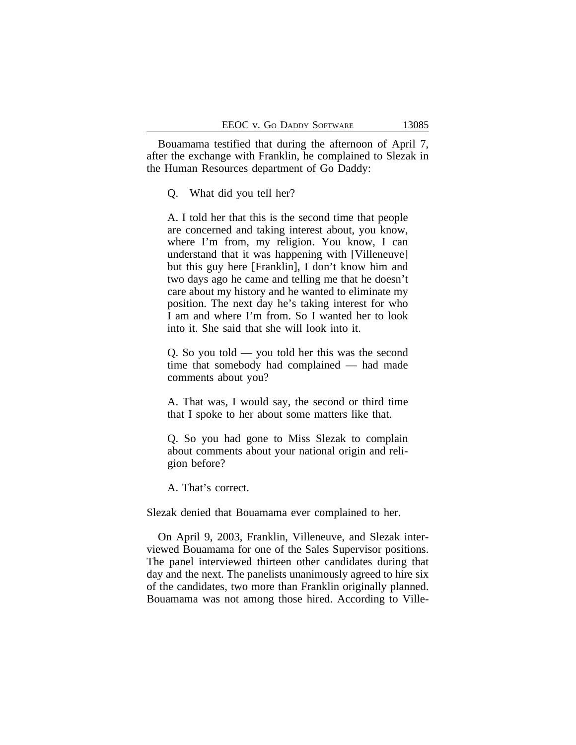Bouamama testified that during the afternoon of April 7, after the exchange with Franklin, he complained to Slezak in the Human Resources department of Go Daddy:

> Q. What did you tell her?
>
> A. I told her that this is the second time that people are concerned and taking interest about, you know, where I'm from, my religion. You know, I can understand that it was happening with [Villeneuve] but this guy here [Franklin], I don't know him and two days ago he came and telling me that he doesn't care about my history and he wanted to eliminate my position. The next day he's taking interest for who I am and where I'm from. So I wanted her to look into it. She said that she will look into it.
>
> Q. So you told — you told her this was the second time that somebody had complained — had made comments about you?
>
> A. That was, I would say, the second or third time that I spoke to her about some matters like that.
>
> Q. So you had gone to Miss Slezak to complain about comments about your national origin and religion before?
>
> A. That's correct.

Slezak denied that Bouamama ever complained to her.

On April 9, 2003, Franklin, Villeneuve, and Slezak interviewed Bouamama for one of the Sales Supervisor positions. The panel interviewed thirteen other candidates during that day and the next. The panelists unanimously agreed to hire six of the candidates, two more than Franklin originally planned. Bouamama was not among those hired. According to Ville-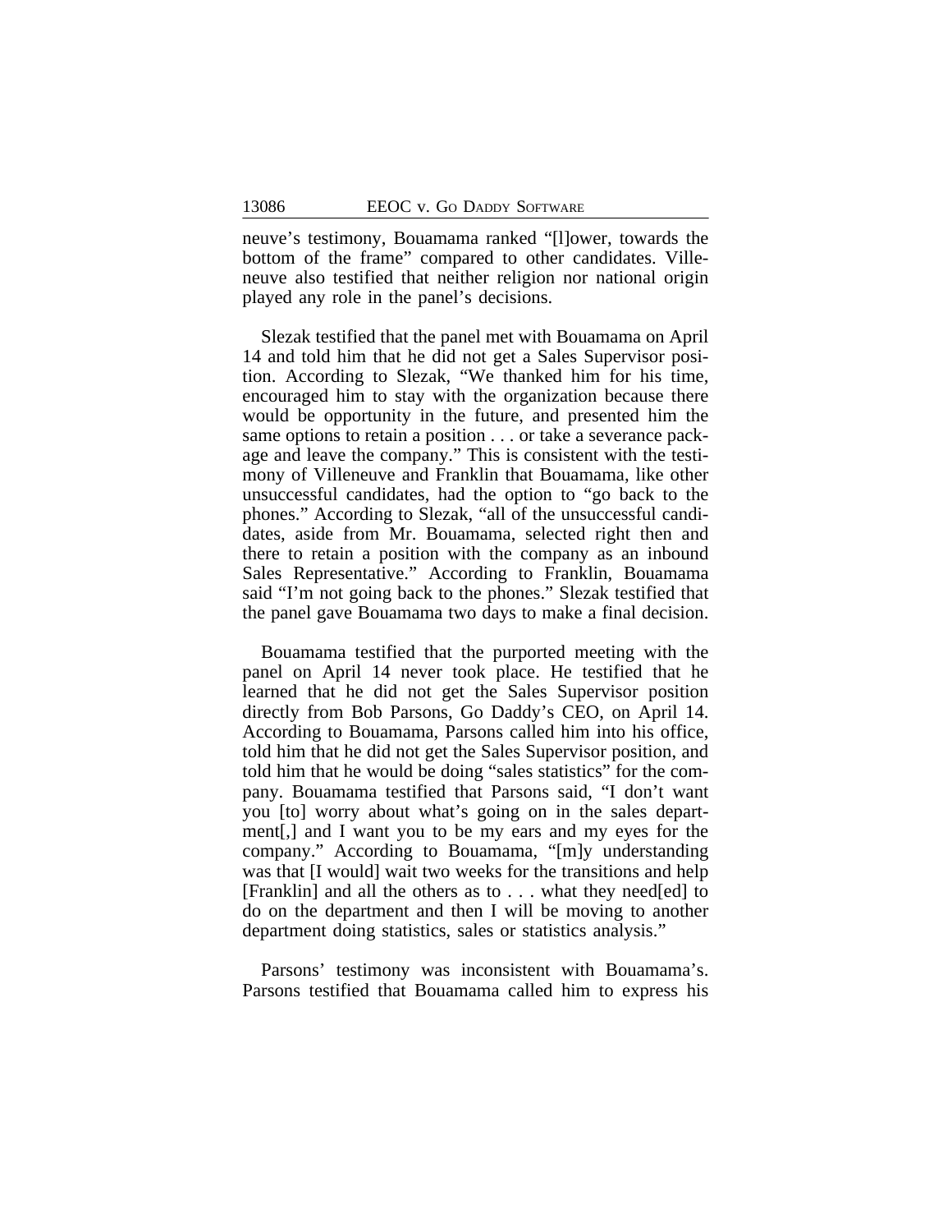neuve's testimony, Bouamama ranked "[l]ower, towards the bottom of the frame" compared to other candidates. Villeneuve also testified that neither religion nor national origin played any role in the panel's decisions.

Slezak testified that the panel met with Bouamama on April 14 and told him that he did not get a Sales Supervisor position. According to Slezak, "We thanked him for his time, encouraged him to stay with the organization because there would be opportunity in the future, and presented him the same options to retain a position . . . or take a severance package and leave the company." This is consistent with the testimony of Villeneuve and Franklin that Bouamama, like other unsuccessful candidates, had the option to "go back to the phones." According to Slezak, "all of the unsuccessful candidates, aside from Mr. Bouamama, selected right then and there to retain a position with the company as an inbound Sales Representative." According to Franklin, Bouamama said "I'm not going back to the phones." Slezak testified that the panel gave Bouamama two days to make a final decision.

Bouamama testified that the purported meeting with the panel on April 14 never took place. He testified that he learned that he did not get the Sales Supervisor position directly from Bob Parsons, Go Daddy's CEO, on April 14. According to Bouamama, Parsons called him into his office, told him that he did not get the Sales Supervisor position, and told him that he would be doing "sales statistics" for the company. Bouamama testified that Parsons said, "I don't want you [to] worry about what's going on in the sales department[,] and I want you to be my ears and my eyes for the company." According to Bouamama, "[m]y understanding was that [I would] wait two weeks for the transitions and help [Franklin] and all the others as to . . . what they need[ed] to do on the department and then I will be moving to another department doing statistics, sales or statistics analysis."

Parsons' testimony was inconsistent with Bouamama's. Parsons testified that Bouamama called him to express his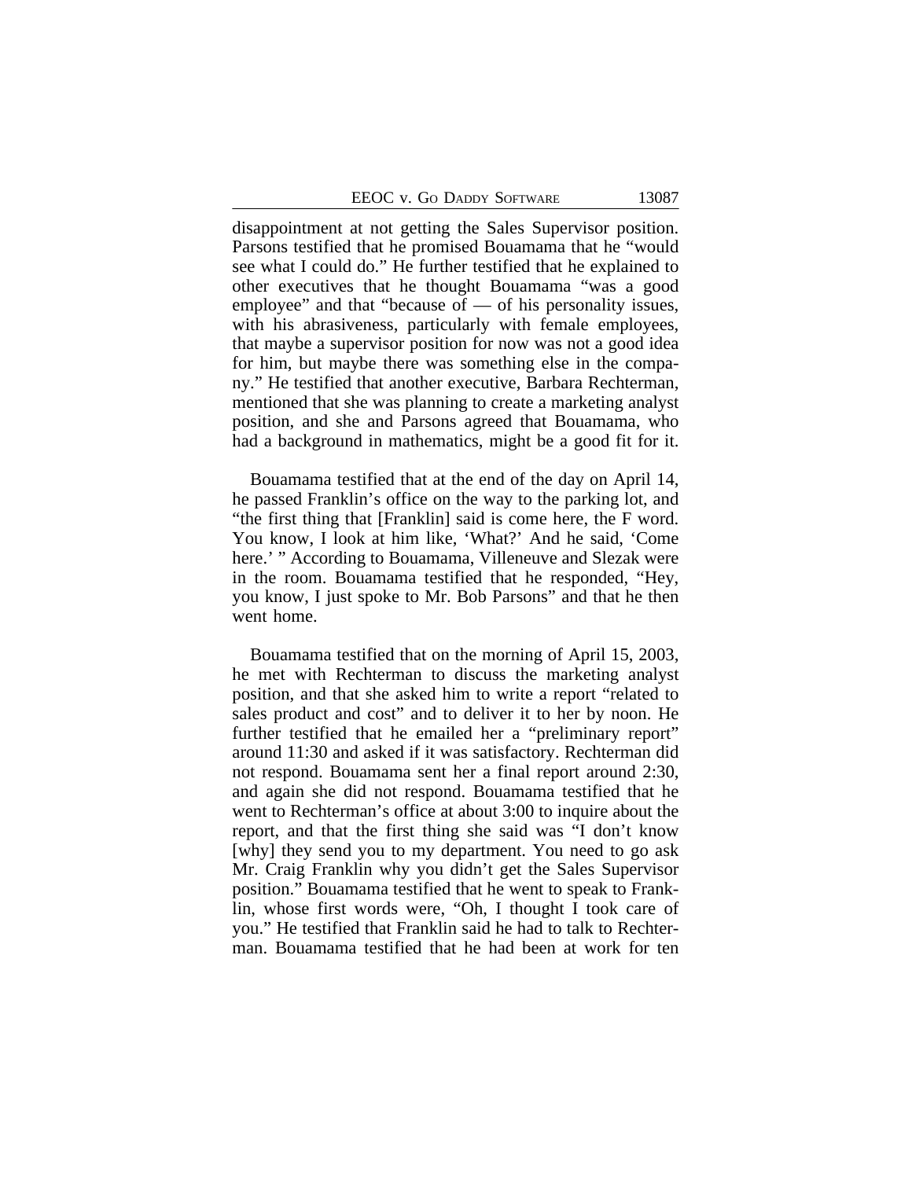disappointment at not getting the Sales Supervisor position. Parsons testified that he promised Bouamama that he "would see what I could do." He further testified that he explained to other executives that he thought Bouamama "was a good employee" and that "because of — of his personality issues, with his abrasiveness, particularly with female employees, that maybe a supervisor position for now was not a good idea for him, but maybe there was something else in the company." He testified that another executive, Barbara Rechterman, mentioned that she was planning to create a marketing analyst position, and she and Parsons agreed that Bouamama, who had a background in mathematics, might be a good fit for it.

Bouamama testified that at the end of the day on April 14, he passed Franklin's office on the way to the parking lot, and "the first thing that [Franklin] said is come here, the F word. You know, I look at him like, 'What?' And he said, 'Come here.' " According to Bouamama, Villeneuve and Slezak were in the room. Bouamama testified that he responded, "Hey, you know, I just spoke to Mr. Bob Parsons" and that he then went home.

Bouamama testified that on the morning of April 15, 2003, he met with Rechterman to discuss the marketing analyst position, and that she asked him to write a report "related to sales product and cost" and to deliver it to her by noon. He further testified that he emailed her a "preliminary report" around 11:30 and asked if it was satisfactory. Rechterman did not respond. Bouamama sent her a final report around 2:30, and again she did not respond. Bouamama testified that he went to Rechterman's office at about 3:00 to inquire about the report, and that the first thing she said was "I don't know [why] they send you to my department. You need to go ask Mr. Craig Franklin why you didn't get the Sales Supervisor position." Bouamama testified that he went to speak to Franklin, whose first words were, "Oh, I thought I took care of you." He testified that Franklin said he had to talk to Rechterman. Bouamama testified that he had been at work for ten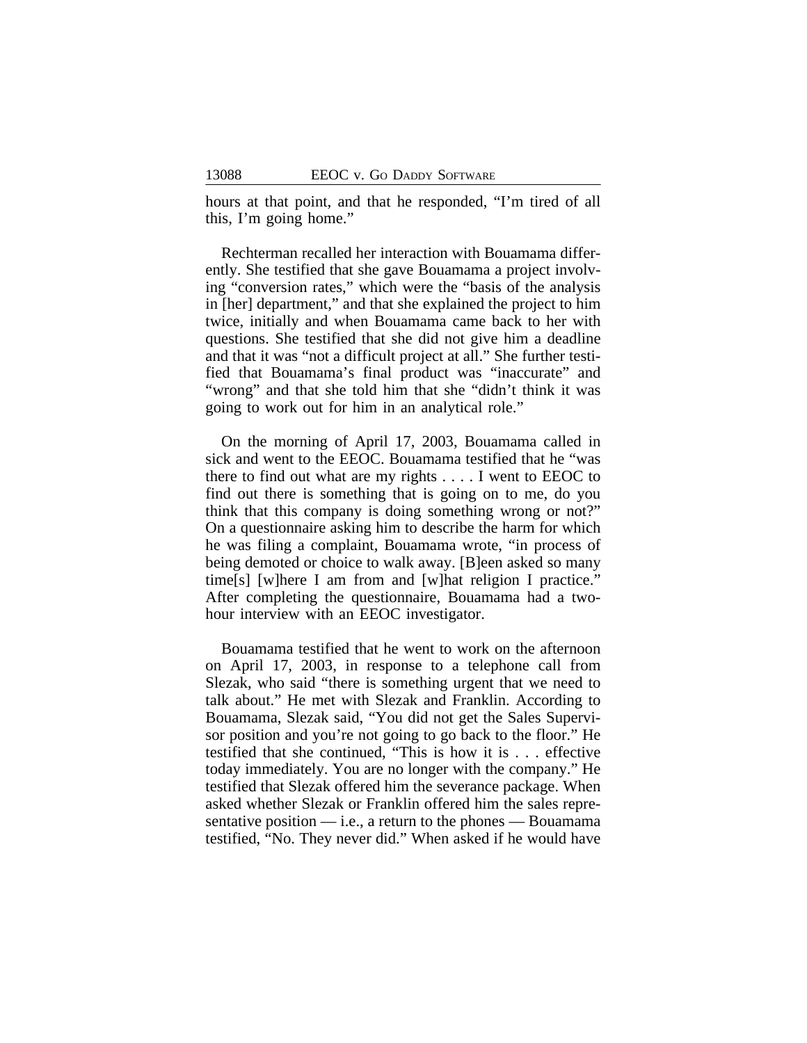hours at that point, and that he responded, "I'm tired of all this, I'm going home."

Rechterman recalled her interaction with Bouamama differently. She testified that she gave Bouamama a project involving "conversion rates," which were the "basis of the analysis in [her] department," and that she explained the project to him twice, initially and when Bouamama came back to her with questions. She testified that she did not give him a deadline and that it was "not a difficult project at all." She further testified that Bouamama's final product was "inaccurate" and "wrong" and that she told him that she "didn't think it was going to work out for him in an analytical role."

On the morning of April 17, 2003, Bouamama called in sick and went to the EEOC. Bouamama testified that he "was there to find out what are my rights . . . . I went to EEOC to find out there is something that is going on to me, do you think that this company is doing something wrong or not?" On a questionnaire asking him to describe the harm for which he was filing a complaint, Bouamama wrote, "in process of being demoted or choice to walk away. [B]een asked so many time[s] [w]here I am from and [w]hat religion I practice." After completing the questionnaire, Bouamama had a two-hour interview with an EEOC investigator.

Bouamama testified that he went to work on the afternoon on April 17, 2003, in response to a telephone call from Slezak, who said "there is something urgent that we need to talk about." He met with Slezak and Franklin. According to Bouamama, Slezak said, "You did not get the Sales Supervisor position and you're not going to go back to the floor." He testified that she continued, "This is how it is . . . effective today immediately. You are no longer with the company." He testified that Slezak offered him the severance package. When asked whether Slezak or Franklin offered him the sales representative position — i.e., a return to the phones — Bouamama testified, "No. They never did." When asked if he would have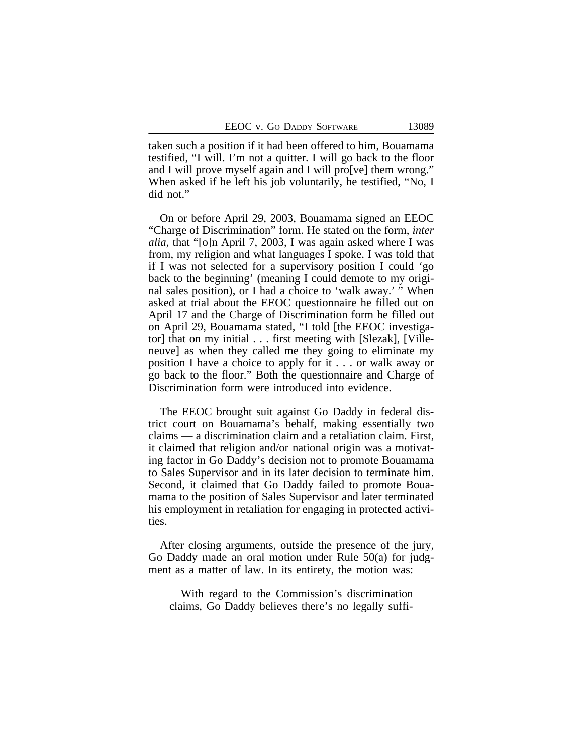taken such a position if it had been offered to him, Bouamama testified, "I will. I'm not a quitter. I will go back to the floor and I will prove myself again and I will pro[ve] them wrong." When asked if he left his job voluntarily, he testified, "No, I did not."

On or before April 29, 2003, Bouamama signed an EEOC "Charge of Discrimination" form. He stated on the form, *inter alia*, that "[o]n April 7, 2003, I was again asked where I was from, my religion and what languages I spoke. I was told that if I was not selected for a supervisory position I could 'go back to the beginning' (meaning I could demote to my original sales position), or I had a choice to 'walk away.' " When asked at trial about the EEOC questionnaire he filled out on April 17 and the Charge of Discrimination form he filled out on April 29, Bouamama stated, "I told [the EEOC investigator] that on my initial . . . first meeting with [Slezak], [Villeneuve] as when they called me they going to eliminate my position I have a choice to apply for it . . . or walk away or go back to the floor." Both the questionnaire and Charge of Discrimination form were introduced into evidence.

The EEOC brought suit against Go Daddy in federal district court on Bouamama's behalf, making essentially two claims — a discrimination claim and a retaliation claim. First, it claimed that religion and/or national origin was a motivating factor in Go Daddy's decision not to promote Bouamama to Sales Supervisor and in its later decision to terminate him. Second, it claimed that Go Daddy failed to promote Bouamama to the position of Sales Supervisor and later terminated his employment in retaliation for engaging in protected activities.

After closing arguments, outside the presence of the jury, Go Daddy made an oral motion under Rule 50(a) for judgment as a matter of law. In its entirety, the motion was:

> With regard to the Commission's discrimination claims, Go Daddy believes there's no legally suffi-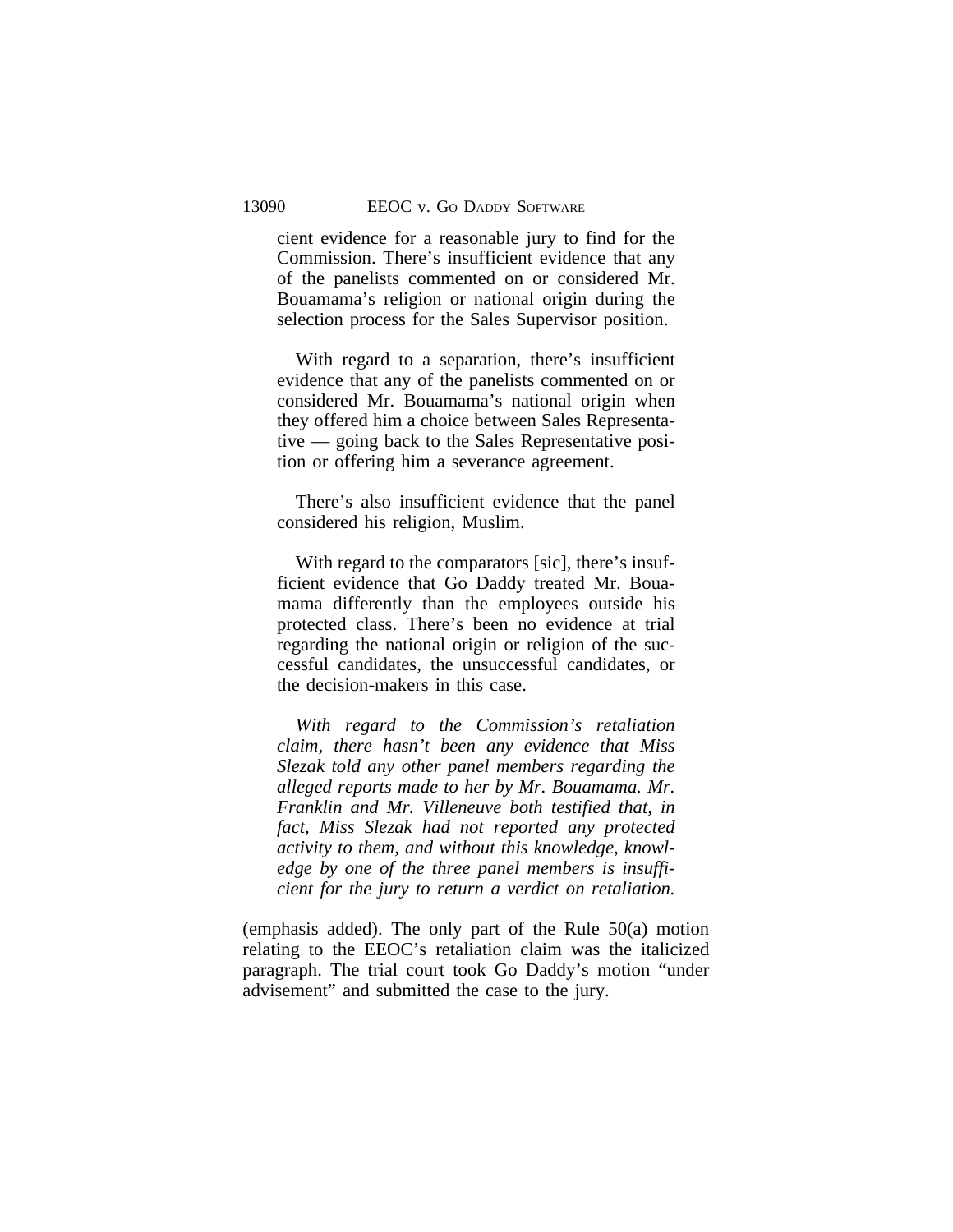> cient evidence for a reasonable jury to find for the Commission. There's insufficient evidence that any of the panelists commented on or considered Mr. Bouamama's religion or national origin during the selection process for the Sales Supervisor position.
>
> With regard to a separation, there's insufficient evidence that any of the panelists commented on or considered Mr. Bouamama's national origin when they offered him a choice between Sales Representative — going back to the Sales Representative position or offering him a severance agreement.
>
> There's also insufficient evidence that the panel considered his religion, Muslim.
>
> With regard to the comparators [sic], there's insufficient evidence that Go Daddy treated Mr. Bouamama differently than the employees outside his protected class. There's been no evidence at trial regarding the national origin or religion of the successful candidates, the unsuccessful candidates, or the decision-makers in this case.
>
> *With regard to the Commission's retaliation claim, there hasn't been any evidence that Miss Slezak told any other panel members regarding the alleged reports made to her by Mr. Bouamama. Mr. Franklin and Mr. Villeneuve both testified that, in fact, Miss Slezak had not reported any protected activity to them, and without this knowledge, knowledge by one of the three panel members is insufficient for the jury to return a verdict on retaliation.*

(emphasis added). The only part of the Rule 50(a) motion relating to the EEOC's retaliation claim was the italicized paragraph. The trial court took Go Daddy's motion "under advisement" and submitted the case to the jury.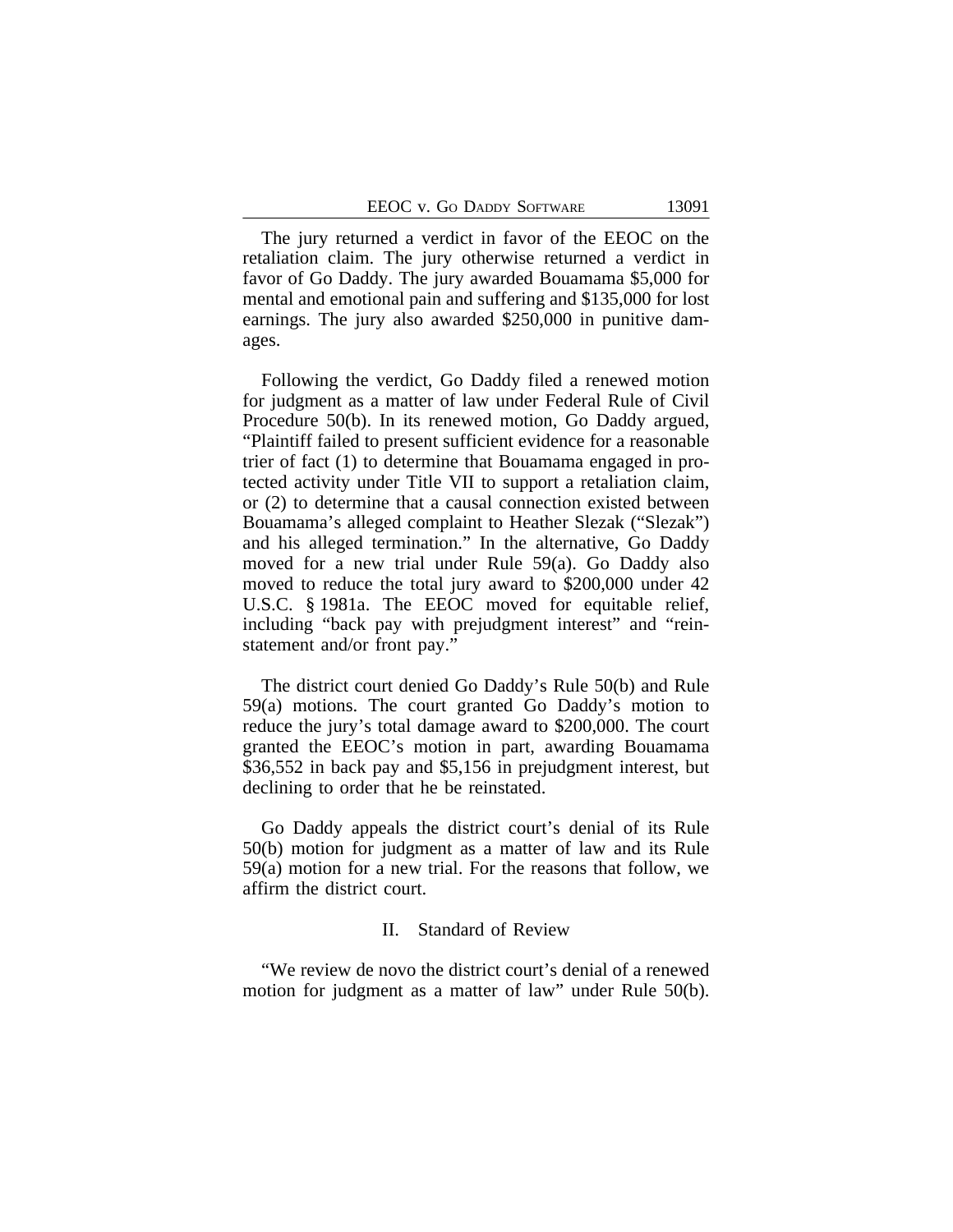The jury returned a verdict in favor of the EEOC on the retaliation claim. The jury otherwise returned a verdict in favor of Go Daddy. The jury awarded Bouamama $5,000 for mental and emotional pain and suffering and $135,000 for lost earnings. The jury also awarded $250,000 in punitive damages.

Following the verdict, Go Daddy filed a renewed motion for judgment as a matter of law under Federal Rule of Civil Procedure 50(b). In its renewed motion, Go Daddy argued, "Plaintiff failed to present sufficient evidence for a reasonable trier of fact (1) to determine that Bouamama engaged in protected activity under Title VII to support a retaliation claim, or (2) to determine that a causal connection existed between Bouamama's alleged complaint to Heather Slezak ("Slezak") and his alleged termination." In the alternative, Go Daddy moved for a new trial under Rule 59(a). Go Daddy also moved to reduce the total jury award to $200,000 under 42 U.S.C. § 1981a. The EEOC moved for equitable relief, including "back pay with prejudgment interest" and "reinstatement and/or front pay."

The district court denied Go Daddy's Rule 50(b) and Rule 59(a) motions. The court granted Go Daddy's motion to reduce the jury's total damage award to $200,000. The court granted the EEOC's motion in part, awarding Bouamama $36,552 in back pay and $5,156 in prejudgment interest, but declining to order that he be reinstated.

Go Daddy appeals the district court's denial of its Rule 50(b) motion for judgment as a matter of law and its Rule 59(a) motion for a new trial. For the reasons that follow, we affirm the district court.

## II. Standard of Review

"We review de novo the district court's denial of a renewed motion for judgment as a matter of law" under Rule 50(b).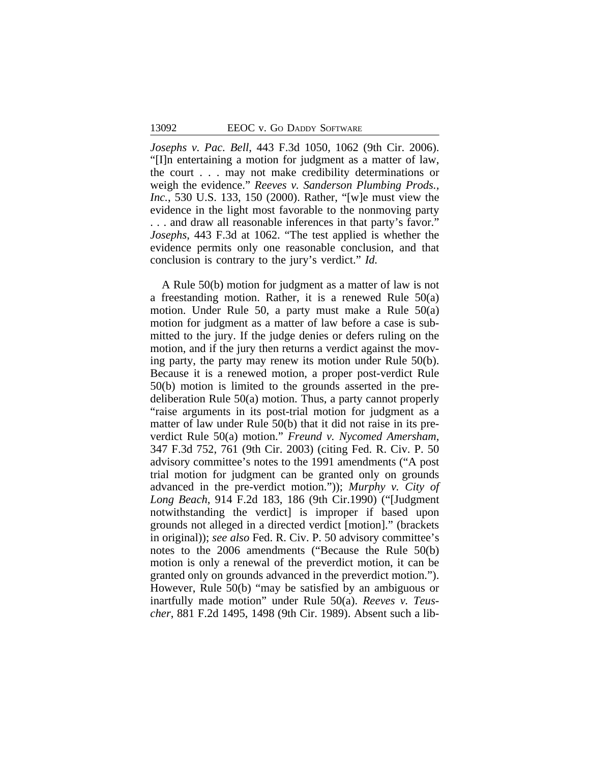*Josephs v. Pac. Bell*, 443 F.3d 1050, 1062 (9th Cir. 2006). "[I]n entertaining a motion for judgment as a matter of law, the court . . . may not make credibility determinations or weigh the evidence." *Reeves v. Sanderson Plumbing Prods., Inc.*, 530 U.S. 133, 150 (2000). Rather, "[w]e must view the evidence in the light most favorable to the nonmoving party . . . and draw all reasonable inferences in that party's favor." *Josephs*, 443 F.3d at 1062. "The test applied is whether the evidence permits only one reasonable conclusion, and that conclusion is contrary to the jury's verdict." *Id.*

A Rule 50(b) motion for judgment as a matter of law is not a freestanding motion. Rather, it is a renewed Rule 50(a) motion. Under Rule 50, a party must make a Rule 50(a) motion for judgment as a matter of law before a case is submitted to the jury. If the judge denies or defers ruling on the motion, and if the jury then returns a verdict against the moving party, the party may renew its motion under Rule 50(b). Because it is a renewed motion, a proper post-verdict Rule 50(b) motion is limited to the grounds asserted in the pre-deliberation Rule 50(a) motion. Thus, a party cannot properly "raise arguments in its post-trial motion for judgment as a matter of law under Rule 50(b) that it did not raise in its pre-verdict Rule 50(a) motion." *Freund v. Nycomed Amersham*, 347 F.3d 752, 761 (9th Cir. 2003) (citing Fed. R. Civ. P. 50 advisory committee's notes to the 1991 amendments ("A post trial motion for judgment can be granted only on grounds advanced in the pre-verdict motion.")); *Murphy v. City of Long Beach*, 914 F.2d 183, 186 (9th Cir.1990) ("[Judgment notwithstanding the verdict] is improper if based upon grounds not alleged in a directed verdict [motion]." (brackets in original)); *see also* Fed. R. Civ. P. 50 advisory committee's notes to the 2006 amendments ("Because the Rule 50(b) motion is only a renewal of the preverdict motion, it can be granted only on grounds advanced in the preverdict motion."). However, Rule 50(b) "may be satisfied by an ambiguous or inartfully made motion" under Rule 50(a). *Reeves v. Teuscher*, 881 F.2d 1495, 1498 (9th Cir. 1989). Absent such a lib-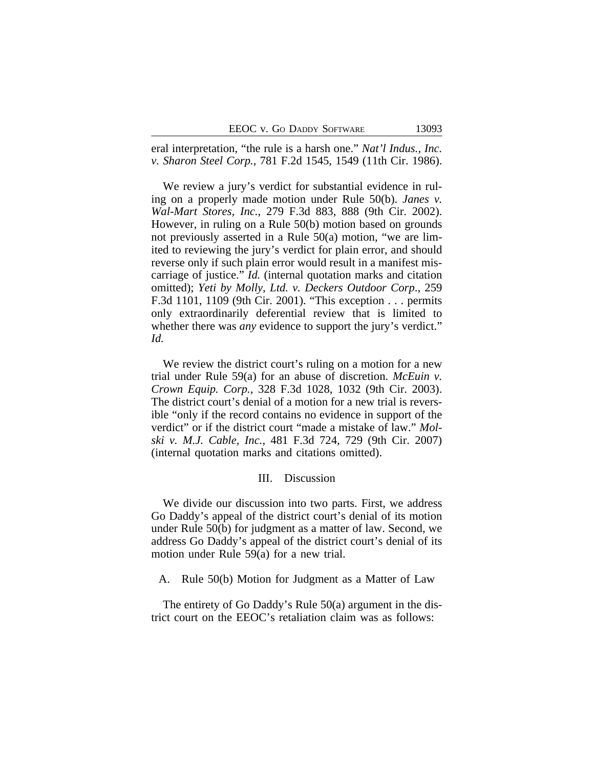eral interpretation, "the rule is a harsh one." *Nat'l Indus., Inc. v. Sharon Steel Corp.*, 781 F.2d 1545, 1549 (11th Cir. 1986).

We review a jury's verdict for substantial evidence in ruling on a properly made motion under Rule 50(b). *Janes v. Wal-Mart Stores, Inc.*, 279 F.3d 883, 888 (9th Cir. 2002). However, in ruling on a Rule 50(b) motion based on grounds not previously asserted in a Rule 50(a) motion, "we are limited to reviewing the jury's verdict for plain error, and should reverse only if such plain error would result in a manifest miscarriage of justice." *Id.* (internal quotation marks and citation omitted); *Yeti by Molly, Ltd. v. Deckers Outdoor Corp.*, 259 F.3d 1101, 1109 (9th Cir. 2001). "This exception . . . permits only extraordinarily deferential review that is limited to whether there was *any* evidence to support the jury's verdict." *Id.*

We review the district court's ruling on a motion for a new trial under Rule 59(a) for an abuse of discretion. *McEuin v. Crown Equip. Corp.*, 328 F.3d 1028, 1032 (9th Cir. 2003). The district court's denial of a motion for a new trial is reversible "only if the record contains no evidence in support of the verdict" or if the district court "made a mistake of law." *Molski v. M.J. Cable, Inc.*, 481 F.3d 724, 729 (9th Cir. 2007) (internal quotation marks and citations omitted).

## III. Discussion

We divide our discussion into two parts. First, we address Go Daddy's appeal of the district court's denial of its motion under Rule 50(b) for judgment as a matter of law. Second, we address Go Daddy's appeal of the district court's denial of its motion under Rule 59(a) for a new trial.

### A. Rule 50(b) Motion for Judgment as a Matter of Law

The entirety of Go Daddy's Rule 50(a) argument in the district court on the EEOC's retaliation claim was as follows: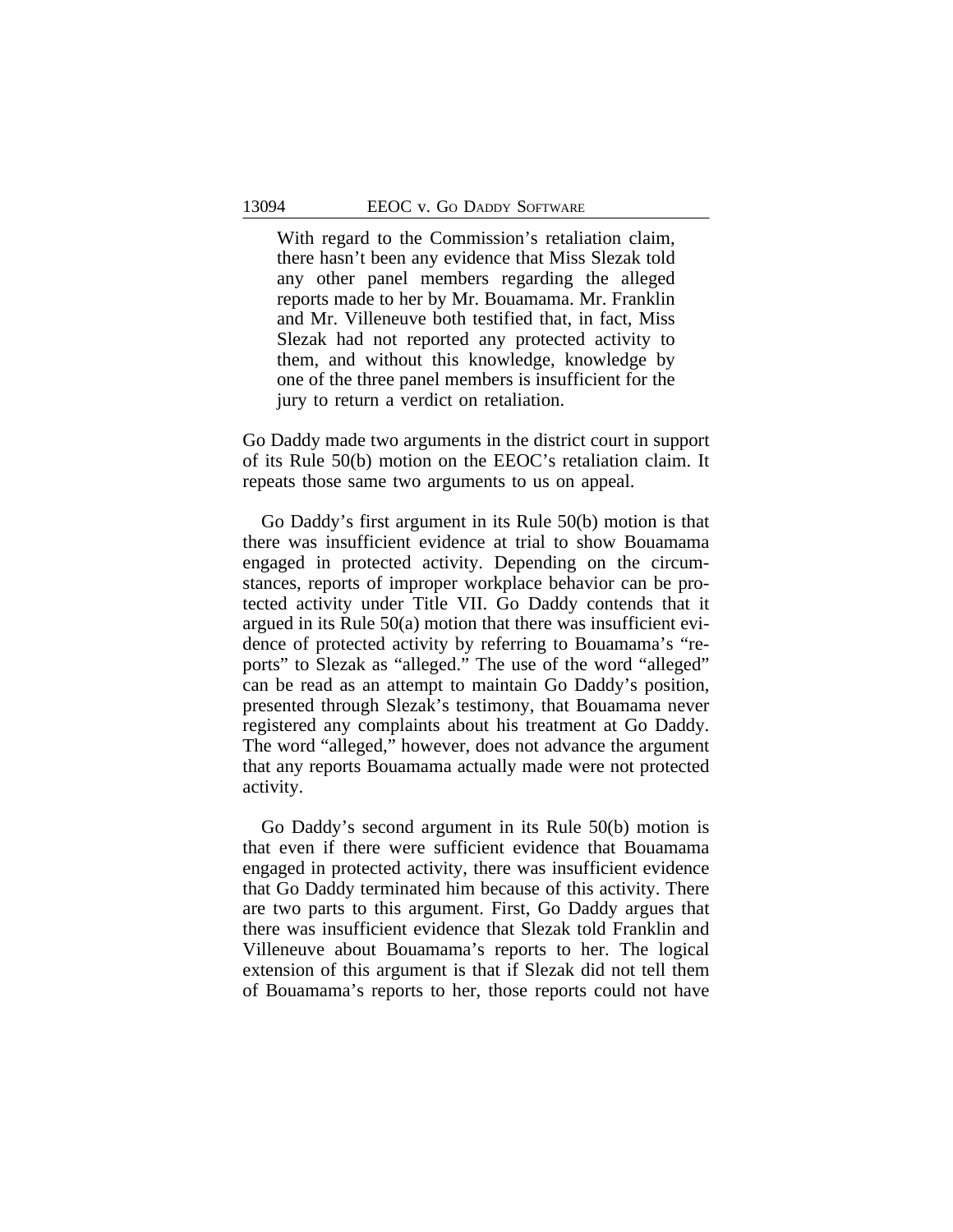> With regard to the Commission's retaliation claim, there hasn't been any evidence that Miss Slezak told any other panel members regarding the alleged reports made to her by Mr. Bouamama. Mr. Franklin and Mr. Villeneuve both testified that, in fact, Miss Slezak had not reported any protected activity to them, and without this knowledge, knowledge by one of the three panel members is insufficient for the jury to return a verdict on retaliation.

Go Daddy made two arguments in the district court in support of its Rule 50(b) motion on the EEOC's retaliation claim. It repeats those same two arguments to us on appeal.

Go Daddy's first argument in its Rule 50(b) motion is that there was insufficient evidence at trial to show Bouamama engaged in protected activity. Depending on the circumstances, reports of improper workplace behavior can be protected activity under Title VII. Go Daddy contends that it argued in its Rule 50(a) motion that there was insufficient evidence of protected activity by referring to Bouamama's "reports" to Slezak as "alleged." The use of the word "alleged" can be read as an attempt to maintain Go Daddy's position, presented through Slezak's testimony, that Bouamama never registered any complaints about his treatment at Go Daddy. The word "alleged," however, does not advance the argument that any reports Bouamama actually made were not protected activity.

Go Daddy's second argument in its Rule 50(b) motion is that even if there were sufficient evidence that Bouamama engaged in protected activity, there was insufficient evidence that Go Daddy terminated him because of this activity. There are two parts to this argument. First, Go Daddy argues that there was insufficient evidence that Slezak told Franklin and Villeneuve about Bouamama's reports to her. The logical extension of this argument is that if Slezak did not tell them of Bouamama's reports to her, those reports could not have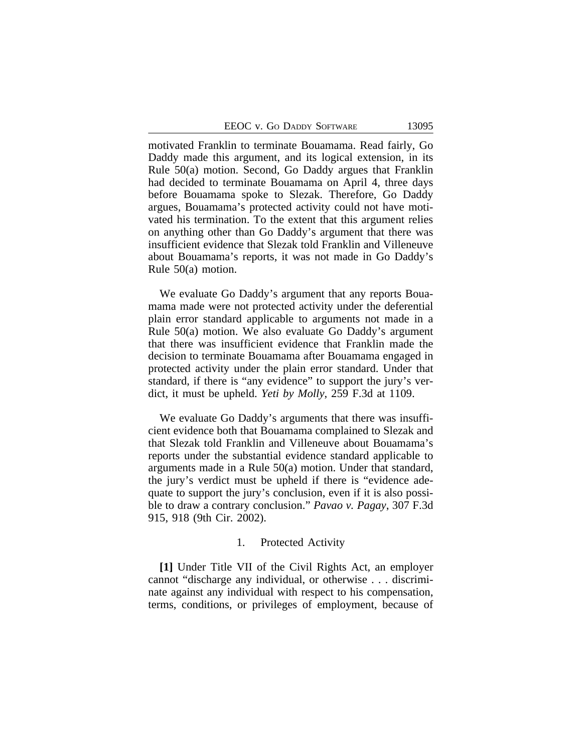motivated Franklin to terminate Bouamama. Read fairly, Go Daddy made this argument, and its logical extension, in its Rule 50(a) motion. Second, Go Daddy argues that Franklin had decided to terminate Bouamama on April 4, three days before Bouamama spoke to Slezak. Therefore, Go Daddy argues, Bouamama's protected activity could not have motivated his termination. To the extent that this argument relies on anything other than Go Daddy's argument that there was insufficient evidence that Slezak told Franklin and Villeneuve about Bouamama's reports, it was not made in Go Daddy's Rule 50(a) motion.

We evaluate Go Daddy's argument that any reports Bouamama made were not protected activity under the deferential plain error standard applicable to arguments not made in a Rule 50(a) motion. We also evaluate Go Daddy's argument that there was insufficient evidence that Franklin made the decision to terminate Bouamama after Bouamama engaged in protected activity under the plain error standard. Under that standard, if there is "any evidence" to support the jury's verdict, it must be upheld. *Yeti by Molly*, 259 F.3d at 1109.

We evaluate Go Daddy's arguments that there was insufficient evidence both that Bouamama complained to Slezak and that Slezak told Franklin and Villeneuve about Bouamama's reports under the substantial evidence standard applicable to arguments made in a Rule 50(a) motion. Under that standard, the jury's verdict must be upheld if there is "evidence adequate to support the jury's conclusion, even if it is also possible to draw a contrary conclusion." *Pavao v. Pagay*, 307 F.3d 915, 918 (9th Cir. 2002).

### 1. Protected Activity

**[1]** Under Title VII of the Civil Rights Act, an employer cannot "discharge any individual, or otherwise . . . discriminate against any individual with respect to his compensation, terms, conditions, or privileges of employment, because of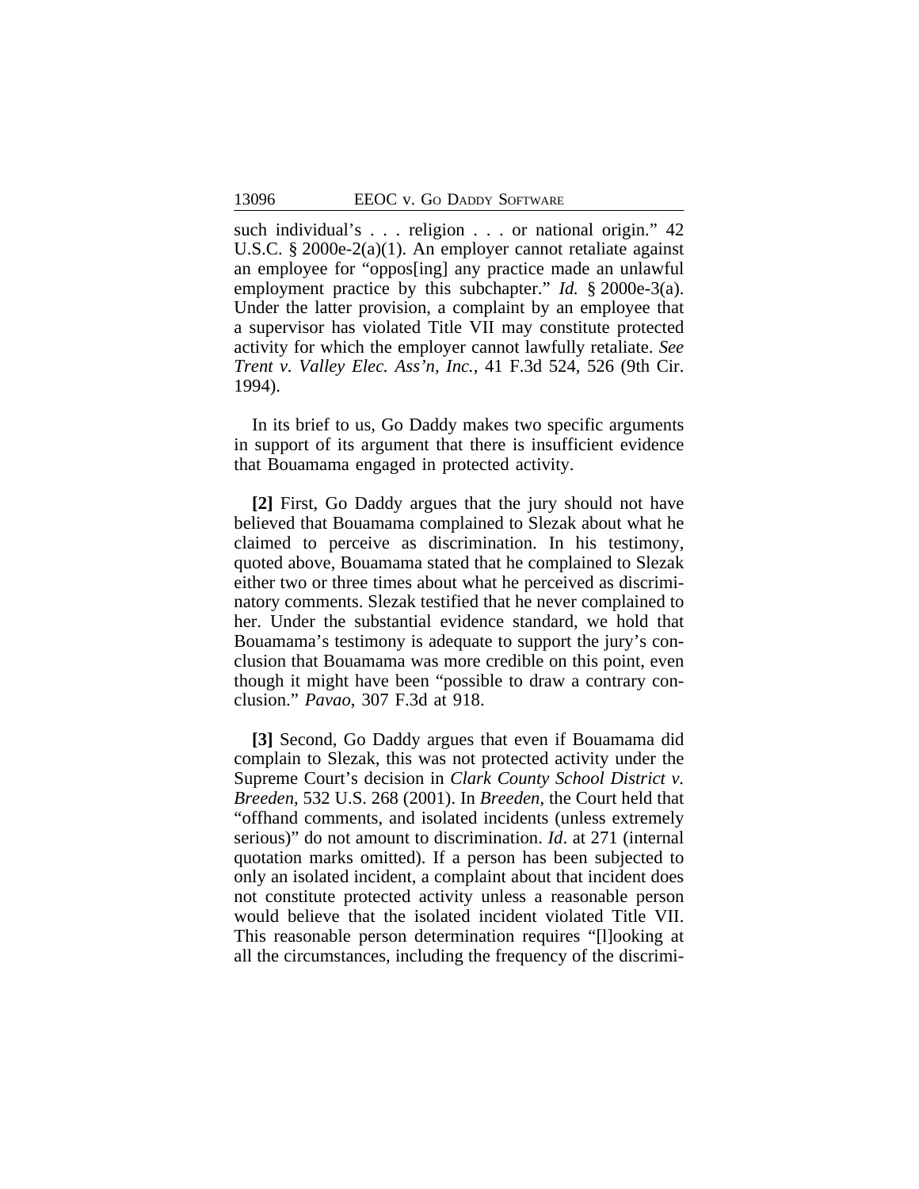such individual's . . . religion . . . or national origin." 42 U.S.C. § 2000e-2(a)(1). An employer cannot retaliate against an employee for "oppos[ing] any practice made an unlawful employment practice by this subchapter." *Id.* § 2000e-3(a). Under the latter provision, a complaint by an employee that a supervisor has violated Title VII may constitute protected activity for which the employer cannot lawfully retaliate. *See Trent v. Valley Elec. Ass'n, Inc.*, 41 F.3d 524, 526 (9th Cir. 1994).

In its brief to us, Go Daddy makes two specific arguments in support of its argument that there is insufficient evidence that Bouamama engaged in protected activity.

**[2]** First, Go Daddy argues that the jury should not have believed that Bouamama complained to Slezak about what he claimed to perceive as discrimination. In his testimony, quoted above, Bouamama stated that he complained to Slezak either two or three times about what he perceived as discriminatory comments. Slezak testified that he never complained to her. Under the substantial evidence standard, we hold that Bouamama's testimony is adequate to support the jury's conclusion that Bouamama was more credible on this point, even though it might have been "possible to draw a contrary conclusion." *Pavao*, 307 F.3d at 918.

**[3]** Second, Go Daddy argues that even if Bouamama did complain to Slezak, this was not protected activity under the Supreme Court's decision in *Clark County School District v. Breeden*, 532 U.S. 268 (2001). In *Breeden*, the Court held that "offhand comments, and isolated incidents (unless extremely serious)" do not amount to discrimination. *Id*. at 271 (internal quotation marks omitted). If a person has been subjected to only an isolated incident, a complaint about that incident does not constitute protected activity unless a reasonable person would believe that the isolated incident violated Title VII. This reasonable person determination requires "[l]ooking at all the circumstances, including the frequency of the discrimi-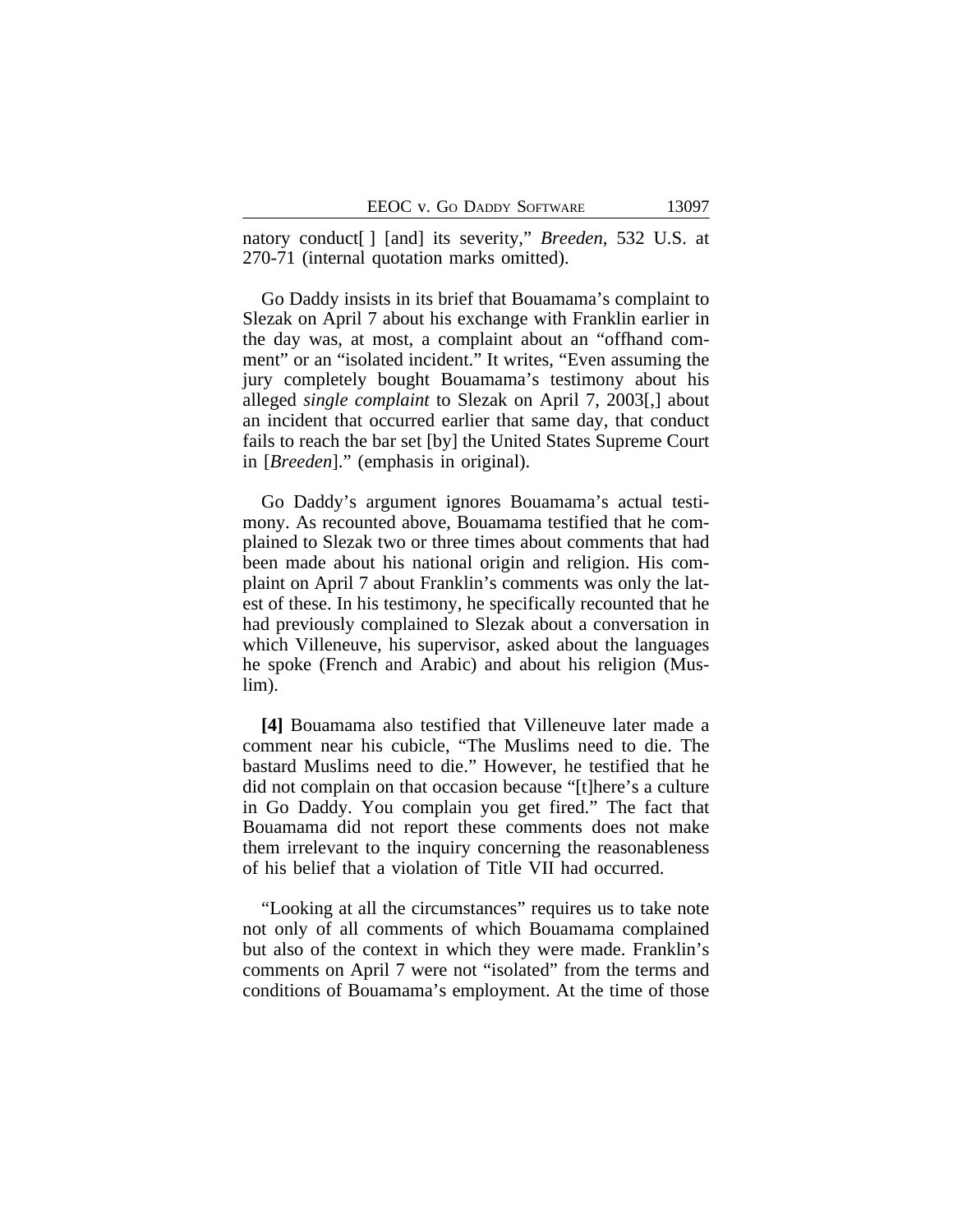natory conduct[ ] [and] its severity," *Breeden*, 532 U.S. at 270-71 (internal quotation marks omitted).

Go Daddy insists in its brief that Bouamama's complaint to Slezak on April 7 about his exchange with Franklin earlier in the day was, at most, a complaint about an "offhand comment" or an "isolated incident." It writes, "Even assuming the jury completely bought Bouamama's testimony about his alleged *single complaint* to Slezak on April 7, 2003[,] about an incident that occurred earlier that same day, that conduct fails to reach the bar set [by] the United States Supreme Court in [*Breeden*]." (emphasis in original).

Go Daddy's argument ignores Bouamama's actual testimony. As recounted above, Bouamama testified that he complained to Slezak two or three times about comments that had been made about his national origin and religion. His complaint on April 7 about Franklin's comments was only the latest of these. In his testimony, he specifically recounted that he had previously complained to Slezak about a conversation in which Villeneuve, his supervisor, asked about the languages he spoke (French and Arabic) and about his religion (Muslim).

**[4]** Bouamama also testified that Villeneuve later made a comment near his cubicle, "The Muslims need to die. The bastard Muslims need to die." However, he testified that he did not complain on that occasion because "[t]here's a culture in Go Daddy. You complain you get fired." The fact that Bouamama did not report these comments does not make them irrelevant to the inquiry concerning the reasonableness of his belief that a violation of Title VII had occurred.

"Looking at all the circumstances" requires us to take note not only of all comments of which Bouamama complained but also of the context in which they were made. Franklin's comments on April 7 were not "isolated" from the terms and conditions of Bouamama's employment. At the time of those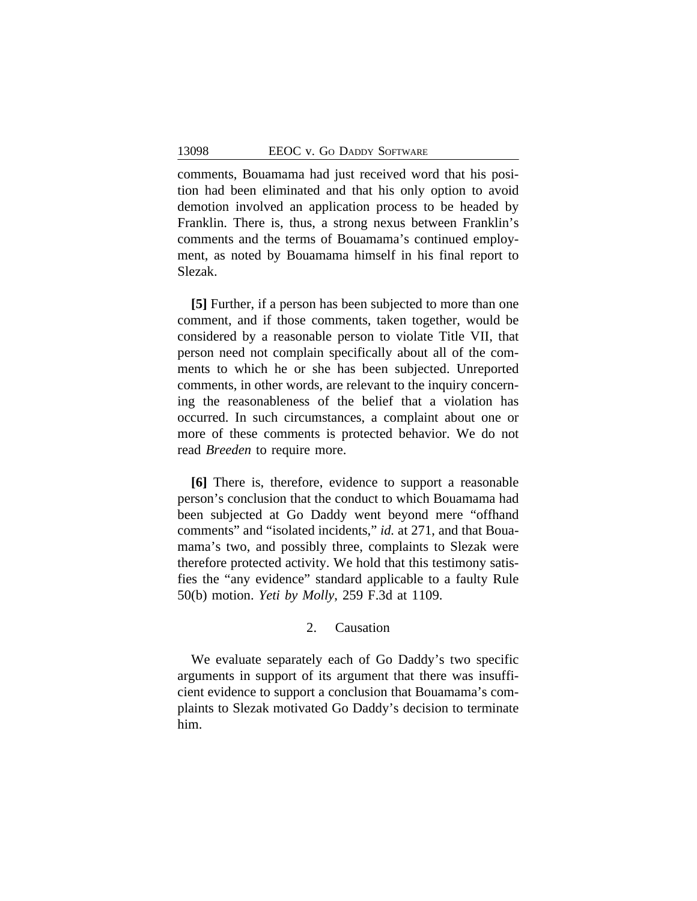comments, Bouamama had just received word that his position had been eliminated and that his only option to avoid demotion involved an application process to be headed by Franklin. There is, thus, a strong nexus between Franklin's comments and the terms of Bouamama's continued employment, as noted by Bouamama himself in his final report to Slezak.

**[5]** Further, if a person has been subjected to more than one comment, and if those comments, taken together, would be considered by a reasonable person to violate Title VII, that person need not complain specifically about all of the comments to which he or she has been subjected. Unreported comments, in other words, are relevant to the inquiry concerning the reasonableness of the belief that a violation has occurred. In such circumstances, a complaint about one or more of these comments is protected behavior. We do not read *Breeden* to require more.

**[6]** There is, therefore, evidence to support a reasonable person's conclusion that the conduct to which Bouamama had been subjected at Go Daddy went beyond mere "offhand comments" and "isolated incidents," *id.* at 271, and that Bouamama's two, and possibly three, complaints to Slezak were therefore protected activity. We hold that this testimony satisfies the "any evidence" standard applicable to a faulty Rule 50(b) motion. *Yeti by Molly*, 259 F.3d at 1109.

### 2. Causation

We evaluate separately each of Go Daddy's two specific arguments in support of its argument that there was insufficient evidence to support a conclusion that Bouamama's complaints to Slezak motivated Go Daddy's decision to terminate him.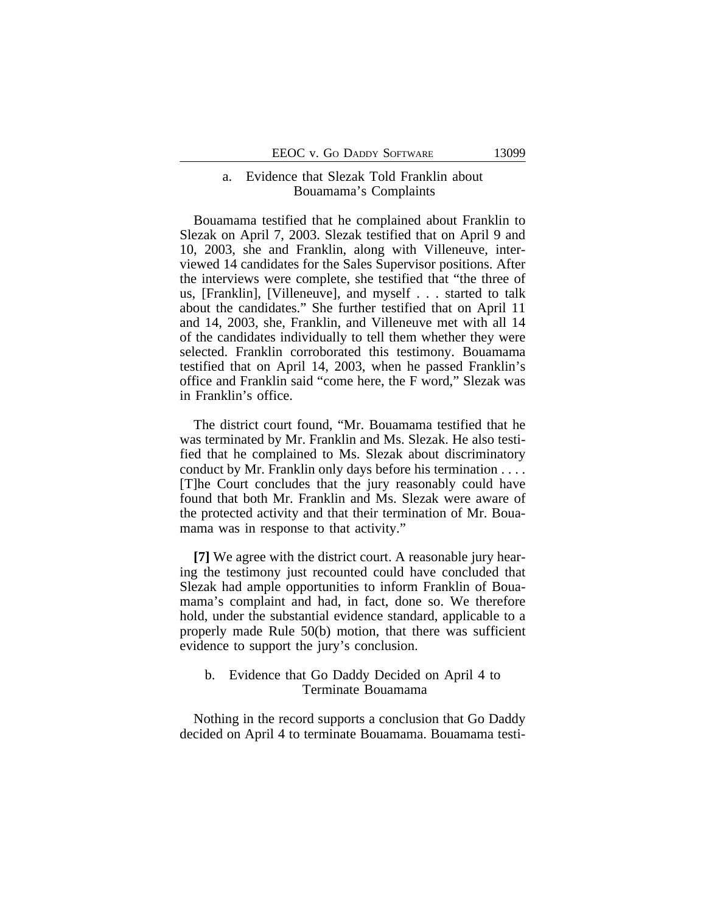#### a. Evidence that Slezak Told Franklin about Bouamama's Complaints

Bouamama testified that he complained about Franklin to Slezak on April 7, 2003. Slezak testified that on April 9 and 10, 2003, she and Franklin, along with Villeneuve, interviewed 14 candidates for the Sales Supervisor positions. After the interviews were complete, she testified that "the three of us, [Franklin], [Villeneuve], and myself . . . started to talk about the candidates." She further testified that on April 11 and 14, 2003, she, Franklin, and Villeneuve met with all 14 of the candidates individually to tell them whether they were selected. Franklin corroborated this testimony. Bouamama testified that on April 14, 2003, when he passed Franklin's office and Franklin said "come here, the F word," Slezak was in Franklin's office.

The district court found, "Mr. Bouamama testified that he was terminated by Mr. Franklin and Ms. Slezak. He also testified that he complained to Ms. Slezak about discriminatory conduct by Mr. Franklin only days before his termination . . . . [T]he Court concludes that the jury reasonably could have found that both Mr. Franklin and Ms. Slezak were aware of the protected activity and that their termination of Mr. Bouamama was in response to that activity."

**[7]** We agree with the district court. A reasonable jury hearing the testimony just recounted could have concluded that Slezak had ample opportunities to inform Franklin of Bouamama's complaint and had, in fact, done so. We therefore hold, under the substantial evidence standard, applicable to a properly made Rule 50(b) motion, that there was sufficient evidence to support the jury's conclusion.

#### b. Evidence that Go Daddy Decided on April 4 to Terminate Bouamama

Nothing in the record supports a conclusion that Go Daddy decided on April 4 to terminate Bouamama. Bouamama testi-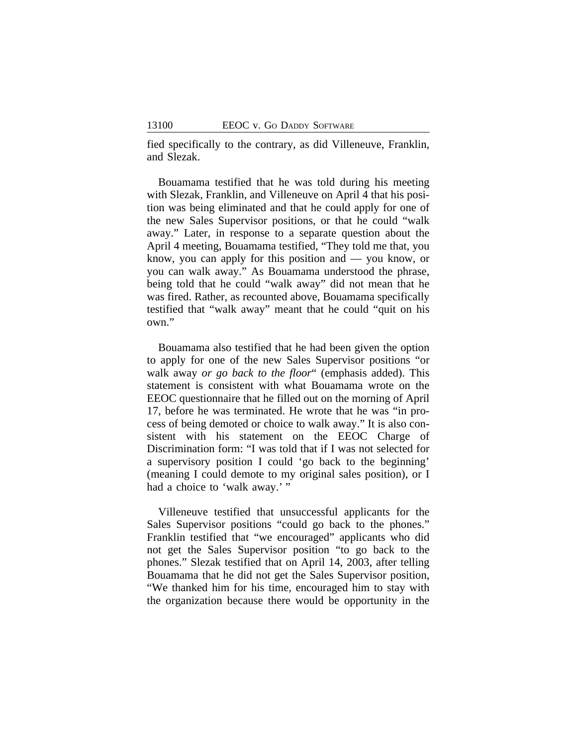fied specifically to the contrary, as did Villeneuve, Franklin, and Slezak.

Bouamama testified that he was told during his meeting with Slezak, Franklin, and Villeneuve on April 4 that his position was being eliminated and that he could apply for one of the new Sales Supervisor positions, or that he could "walk away." Later, in response to a separate question about the April 4 meeting, Bouamama testified, "They told me that, you know, you can apply for this position and — you know, or you can walk away." As Bouamama understood the phrase, being told that he could "walk away" did not mean that he was fired. Rather, as recounted above, Bouamama specifically testified that "walk away" meant that he could "quit on his own."

Bouamama also testified that he had been given the option to apply for one of the new Sales Supervisor positions "or walk away *or go back to the floor*" (emphasis added). This statement is consistent with what Bouamama wrote on the EEOC questionnaire that he filled out on the morning of April 17, before he was terminated. He wrote that he was "in process of being demoted or choice to walk away." It is also consistent with his statement on the EEOC Charge of Discrimination form: "I was told that if I was not selected for a supervisory position I could 'go back to the beginning' (meaning I could demote to my original sales position), or I had a choice to 'walk away.' "

Villeneuve testified that unsuccessful applicants for the Sales Supervisor positions "could go back to the phones." Franklin testified that "we encouraged" applicants who did not get the Sales Supervisor position "to go back to the phones." Slezak testified that on April 14, 2003, after telling Bouamama that he did not get the Sales Supervisor position, "We thanked him for his time, encouraged him to stay with the organization because there would be opportunity in the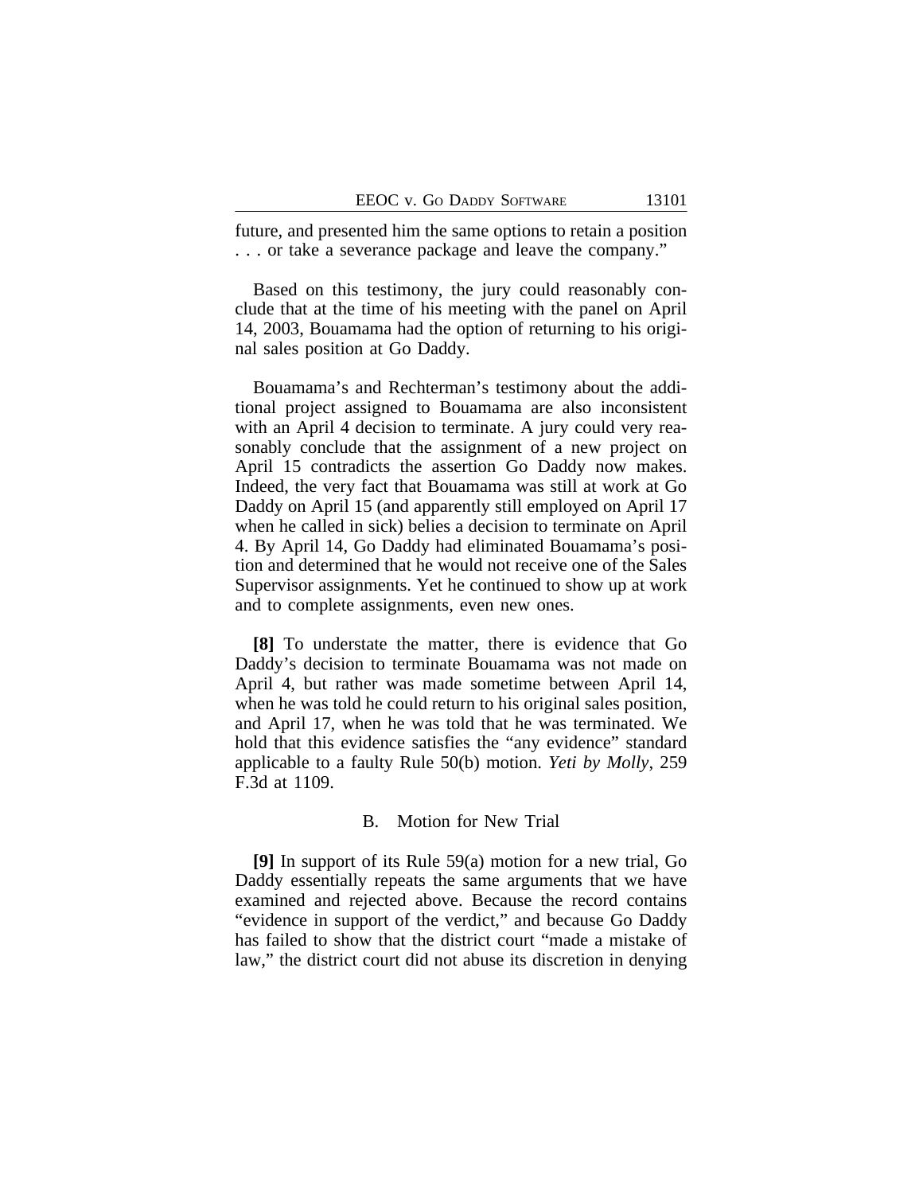future, and presented him the same options to retain a position . . . or take a severance package and leave the company."

Based on this testimony, the jury could reasonably conclude that at the time of his meeting with the panel on April 14, 2003, Bouamama had the option of returning to his original sales position at Go Daddy.

Bouamama's and Rechterman's testimony about the additional project assigned to Bouamama are also inconsistent with an April 4 decision to terminate. A jury could very reasonably conclude that the assignment of a new project on April 15 contradicts the assertion Go Daddy now makes. Indeed, the very fact that Bouamama was still at work at Go Daddy on April 15 (and apparently still employed on April 17 when he called in sick) belies a decision to terminate on April 4. By April 14, Go Daddy had eliminated Bouamama's position and determined that he would not receive one of the Sales Supervisor assignments. Yet he continued to show up at work and to complete assignments, even new ones.

**[8]** To understate the matter, there is evidence that Go Daddy's decision to terminate Bouamama was not made on April 4, but rather was made sometime between April 14, when he was told he could return to his original sales position, and April 17, when he was told that he was terminated. We hold that this evidence satisfies the "any evidence" standard applicable to a faulty Rule 50(b) motion. *Yeti by Molly*, 259 F.3d at 1109.

### B. Motion for New Trial

**[9]** In support of its Rule 59(a) motion for a new trial, Go Daddy essentially repeats the same arguments that we have examined and rejected above. Because the record contains "evidence in support of the verdict," and because Go Daddy has failed to show that the district court "made a mistake of law," the district court did not abuse its discretion in denying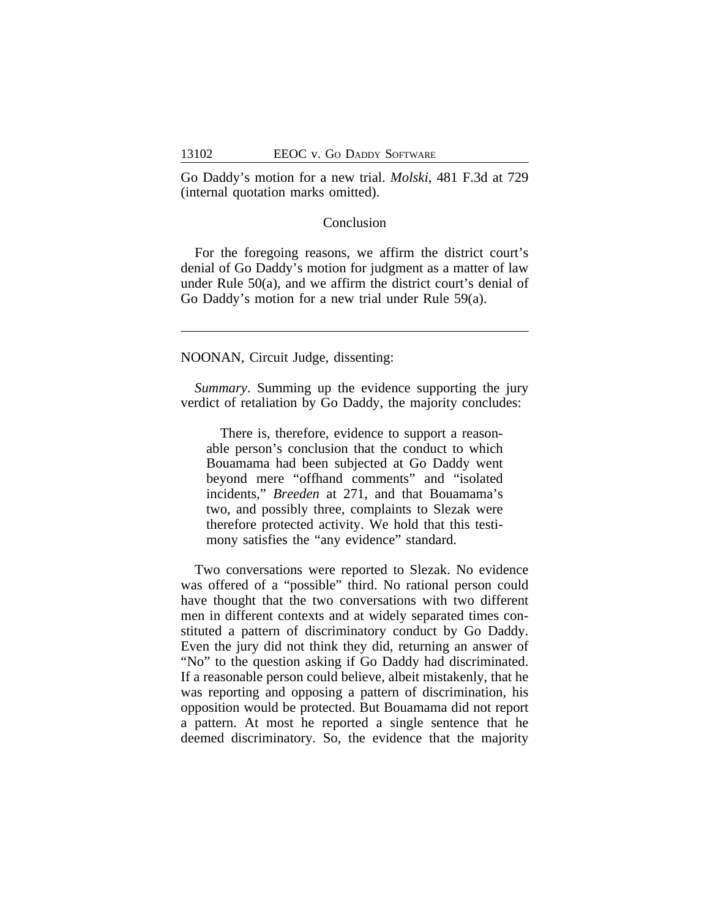Go Daddy's motion for a new trial. *Molski*, 481 F.3d at 729 (internal quotation marks omitted).

## Conclusion

For the foregoing reasons, we affirm the district court's denial of Go Daddy's motion for judgment as a matter of law under Rule 50(a), and we affirm the district court's denial of Go Daddy's motion for a new trial under Rule 59(a).

---

NOONAN, Circuit Judge, dissenting:

*Summary*. Summing up the evidence supporting the jury verdict of retaliation by Go Daddy, the majority concludes:

> There is, therefore, evidence to support a reasonable person's conclusion that the conduct to which Bouamama had been subjected at Go Daddy went beyond mere "offhand comments" and "isolated incidents," *Breeden* at 271, and that Bouamama's two, and possibly three, complaints to Slezak were therefore protected activity. We hold that this testimony satisfies the "any evidence" standard.

Two conversations were reported to Slezak. No evidence was offered of a "possible" third. No rational person could have thought that the two conversations with two different men in different contexts and at widely separated times constituted a pattern of discriminatory conduct by Go Daddy. Even the jury did not think they did, returning an answer of "No" to the question asking if Go Daddy had discriminated. If a reasonable person could believe, albeit mistakenly, that he was reporting and opposing a pattern of discrimination, his opposition would be protected. But Bouamama did not report a pattern. At most he reported a single sentence that he deemed discriminatory. So, the evidence that the majority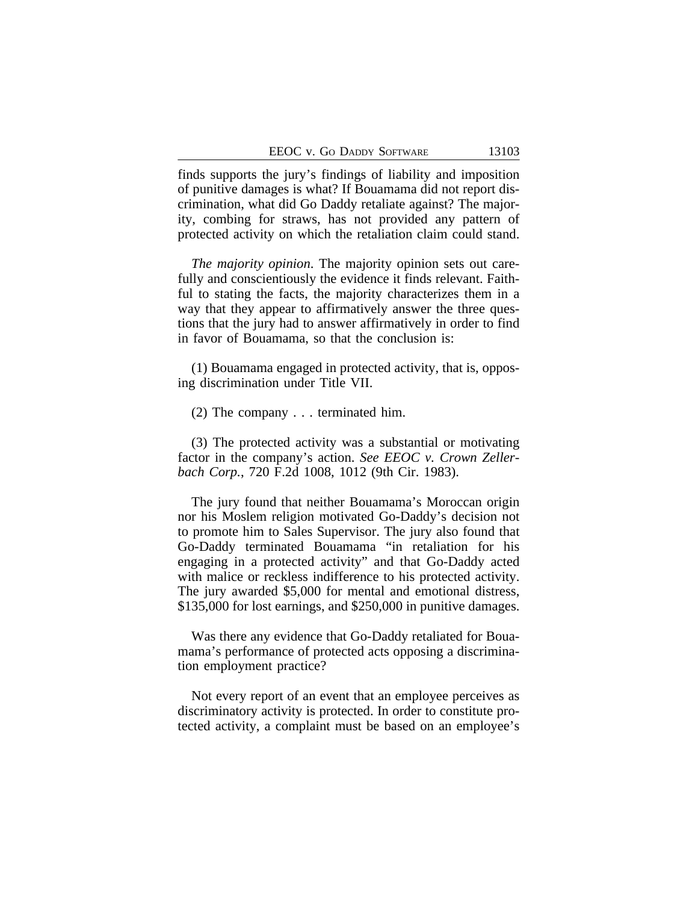finds supports the jury's findings of liability and imposition of punitive damages is what? If Bouamama did not report discrimination, what did Go Daddy retaliate against? The majority, combing for straws, has not provided any pattern of protected activity on which the retaliation claim could stand.

*The majority opinion*. The majority opinion sets out carefully and conscientiously the evidence it finds relevant. Faithful to stating the facts, the majority characterizes them in a way that they appear to affirmatively answer the three questions that the jury had to answer affirmatively in order to find in favor of Bouamama, so that the conclusion is:

(1) Bouamama engaged in protected activity, that is, opposing discrimination under Title VII.

(2) The company . . . terminated him.

(3) The protected activity was a substantial or motivating factor in the company's action. *See EEOC v. Crown Zellerbach Corp.*, 720 F.2d 1008, 1012 (9th Cir. 1983).

The jury found that neither Bouamama's Moroccan origin nor his Moslem religion motivated Go-Daddy's decision not to promote him to Sales Supervisor. The jury also found that Go-Daddy terminated Bouamama "in retaliation for his engaging in a protected activity" and that Go-Daddy acted with malice or reckless indifference to his protected activity. The jury awarded $5,000 for mental and emotional distress, $135,000 for lost earnings, and $250,000 in punitive damages.

Was there any evidence that Go-Daddy retaliated for Bouamama's performance of protected acts opposing a discrimination employment practice?

Not every report of an event that an employee perceives as discriminatory activity is protected. In order to constitute protected activity, a complaint must be based on an employee's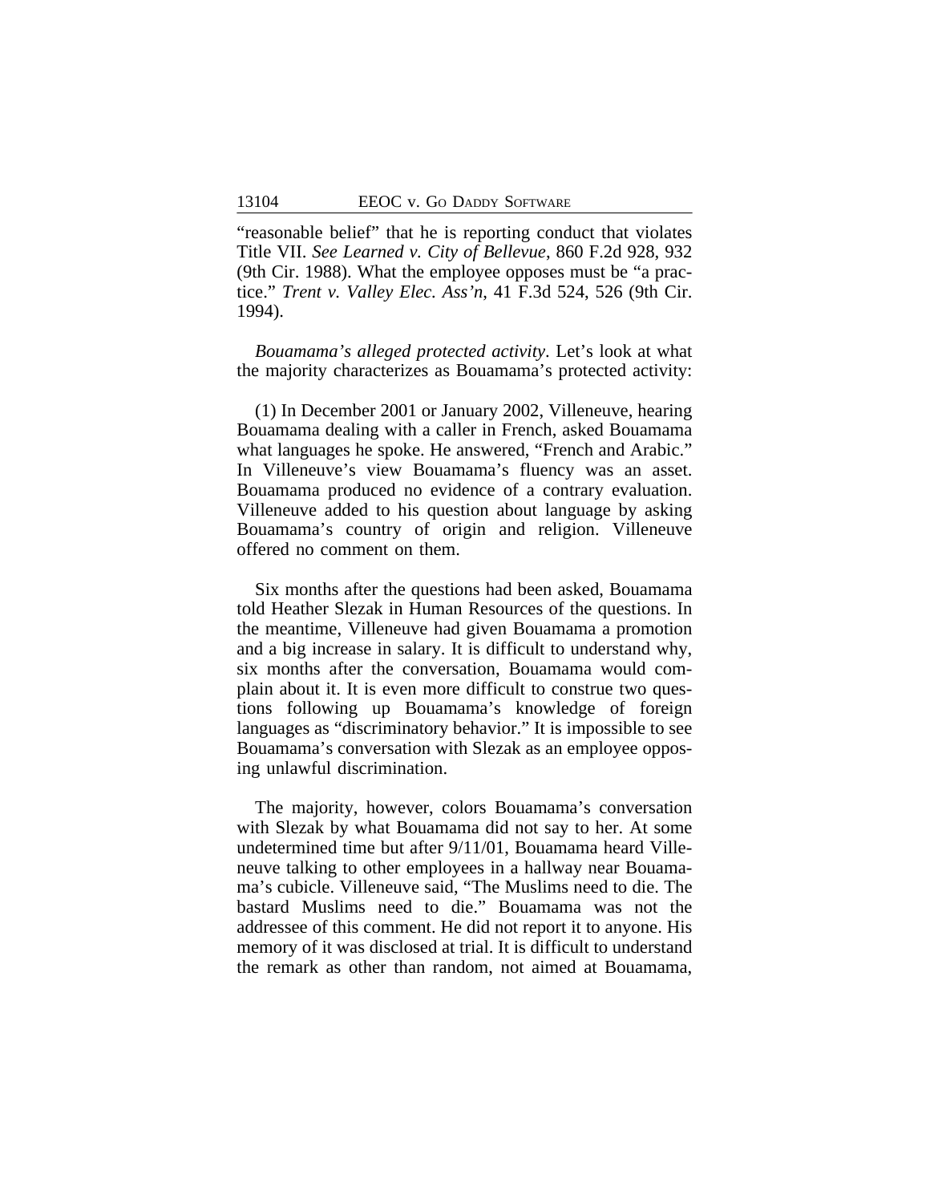"reasonable belief" that he is reporting conduct that violates Title VII. *See Learned v. City of Bellevue*, 860 F.2d 928, 932 (9th Cir. 1988). What the employee opposes must be "a practice." *Trent v. Valley Elec. Ass'n*, 41 F.3d 524, 526 (9th Cir. 1994).

*Bouamama's alleged protected activity*. Let's look at what the majority characterizes as Bouamama's protected activity:

(1) In December 2001 or January 2002, Villeneuve, hearing Bouamama dealing with a caller in French, asked Bouamama what languages he spoke. He answered, "French and Arabic." In Villeneuve's view Bouamama's fluency was an asset. Bouamama produced no evidence of a contrary evaluation. Villeneuve added to his question about language by asking Bouamama's country of origin and religion. Villeneuve offered no comment on them.

Six months after the questions had been asked, Bouamama told Heather Slezak in Human Resources of the questions. In the meantime, Villeneuve had given Bouamama a promotion and a big increase in salary. It is difficult to understand why, six months after the conversation, Bouamama would complain about it. It is even more difficult to construe two questions following up Bouamama's knowledge of foreign languages as "discriminatory behavior." It is impossible to see Bouamama's conversation with Slezak as an employee opposing unlawful discrimination.

The majority, however, colors Bouamama's conversation with Slezak by what Bouamama did not say to her. At some undetermined time but after 9/11/01, Bouamama heard Villeneuve talking to other employees in a hallway near Bouamama's cubicle. Villeneuve said, "The Muslims need to die. The bastard Muslims need to die." Bouamama was not the addressee of this comment. He did not report it to anyone. His memory of it was disclosed at trial. It is difficult to understand the remark as other than random, not aimed at Bouamama,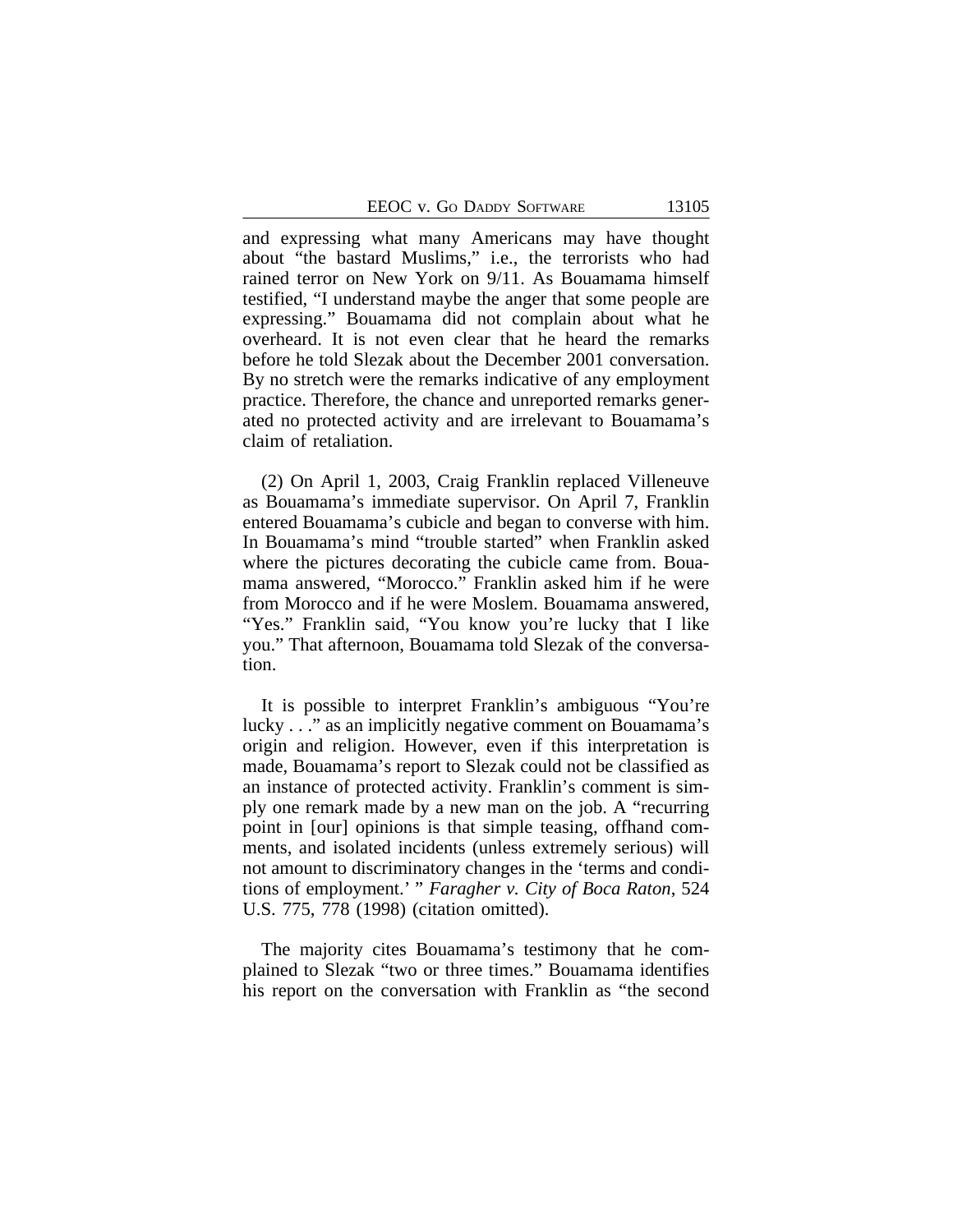and expressing what many Americans may have thought about "the bastard Muslims," i.e., the terrorists who had rained terror on New York on 9/11. As Bouamama himself testified, "I understand maybe the anger that some people are expressing." Bouamama did not complain about what he overheard. It is not even clear that he heard the remarks before he told Slezak about the December 2001 conversation. By no stretch were the remarks indicative of any employment practice. Therefore, the chance and unreported remarks generated no protected activity and are irrelevant to Bouamama's claim of retaliation.

(2) On April 1, 2003, Craig Franklin replaced Villeneuve as Bouamama's immediate supervisor. On April 7, Franklin entered Bouamama's cubicle and began to converse with him. In Bouamama's mind "trouble started" when Franklin asked where the pictures decorating the cubicle came from. Bouamama answered, "Morocco." Franklin asked him if he were from Morocco and if he were Moslem. Bouamama answered, "Yes." Franklin said, "You know you're lucky that I like you." That afternoon, Bouamama told Slezak of the conversation.

It is possible to interpret Franklin's ambiguous "You're lucky . . ." as an implicitly negative comment on Bouamama's origin and religion. However, even if this interpretation is made, Bouamama's report to Slezak could not be classified as an instance of protected activity. Franklin's comment is simply one remark made by a new man on the job. A "recurring point in [our] opinions is that simple teasing, offhand comments, and isolated incidents (unless extremely serious) will not amount to discriminatory changes in the 'terms and conditions of employment.' " *Faragher v. City of Boca Raton*, 524 U.S. 775, 778 (1998) (citation omitted).

The majority cites Bouamama's testimony that he complained to Slezak "two or three times." Bouamama identifies his report on the conversation with Franklin as "the second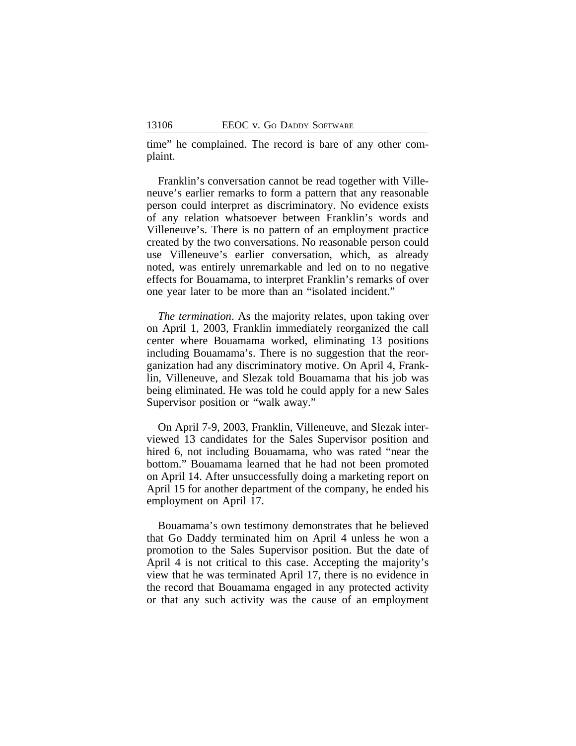time" he complained. The record is bare of any other complaint.

Franklin's conversation cannot be read together with Villeneuve's earlier remarks to form a pattern that any reasonable person could interpret as discriminatory. No evidence exists of any relation whatsoever between Franklin's words and Villeneuve's. There is no pattern of an employment practice created by the two conversations. No reasonable person could use Villeneuve's earlier conversation, which, as already noted, was entirely unremarkable and led on to no negative effects for Bouamama, to interpret Franklin's remarks of over one year later to be more than an "isolated incident."

*The termination*. As the majority relates, upon taking over on April 1, 2003, Franklin immediately reorganized the call center where Bouamama worked, eliminating 13 positions including Bouamama's. There is no suggestion that the reorganization had any discriminatory motive. On April 4, Franklin, Villeneuve, and Slezak told Bouamama that his job was being eliminated. He was told he could apply for a new Sales Supervisor position or "walk away."

On April 7-9, 2003, Franklin, Villeneuve, and Slezak interviewed 13 candidates for the Sales Supervisor position and hired 6, not including Bouamama, who was rated "near the bottom." Bouamama learned that he had not been promoted on April 14. After unsuccessfully doing a marketing report on April 15 for another department of the company, he ended his employment on April 17.

Bouamama's own testimony demonstrates that he believed that Go Daddy terminated him on April 4 unless he won a promotion to the Sales Supervisor position. But the date of April 4 is not critical to this case. Accepting the majority's view that he was terminated April 17, there is no evidence in the record that Bouamama engaged in any protected activity or that any such activity was the cause of an employment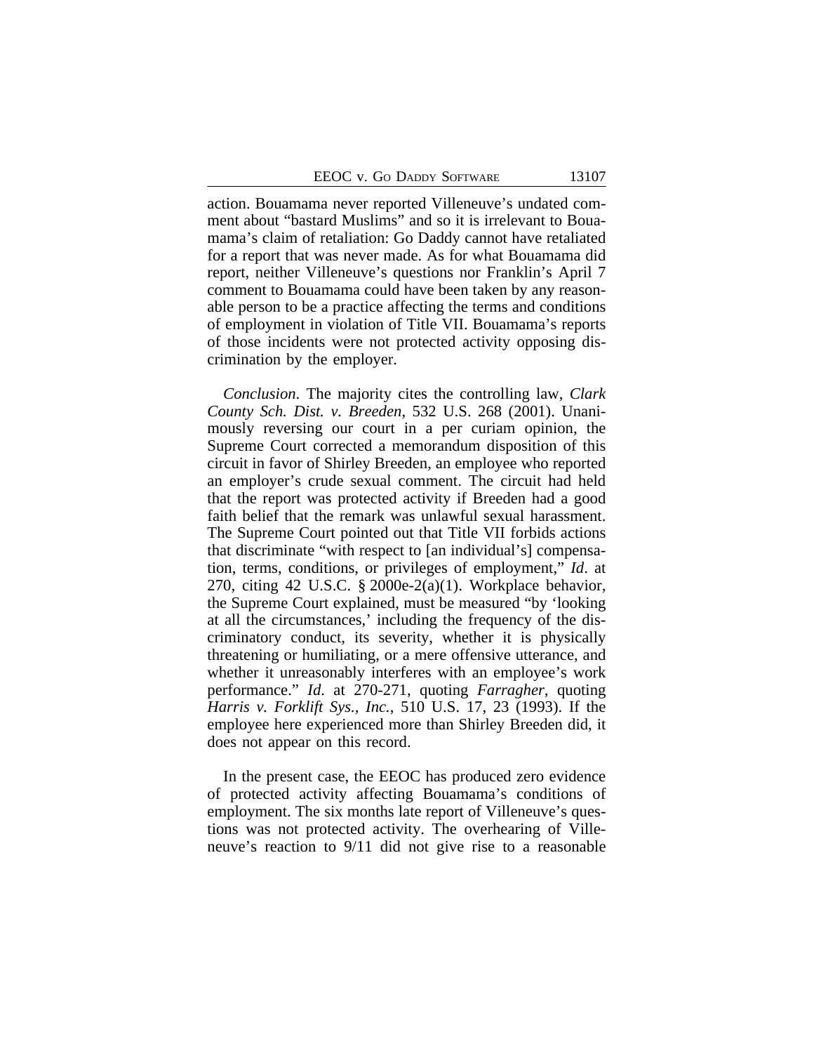action. Bouamama never reported Villeneuve's undated comment about "bastard Muslims" and so it is irrelevant to Bouamama's claim of retaliation: Go Daddy cannot have retaliated for a report that was never made. As for what Bouamama did report, neither Villeneuve's questions nor Franklin's April 7 comment to Bouamama could have been taken by any reasonable person to be a practice affecting the terms and conditions of employment in violation of Title VII. Bouamama's reports of those incidents were not protected activity opposing discrimination by the employer.

*Conclusion*. The majority cites the controlling law, *Clark County Sch. Dist. v. Breeden*, 532 U.S. 268 (2001). Unanimously reversing our court in a per curiam opinion, the Supreme Court corrected a memorandum disposition of this circuit in favor of Shirley Breeden, an employee who reported an employer's crude sexual comment. The circuit had held that the report was protected activity if Breeden had a good faith belief that the remark was unlawful sexual harassment. The Supreme Court pointed out that Title VII forbids actions that discriminate "with respect to [an individual's] compensation, terms, conditions, or privileges of employment," *Id*. at 270, citing 42 U.S.C. § 2000e-2(a)(1). Workplace behavior, the Supreme Court explained, must be measured "by 'looking at all the circumstances,' including the frequency of the discriminatory conduct, its severity, whether it is physically threatening or humiliating, or a mere offensive utterance, and whether it unreasonably interferes with an employee's work performance." *Id*. at 270-271, quoting *Farragher*, quoting *Harris v. Forklift Sys., Inc.*, 510 U.S. 17, 23 (1993). If the employee here experienced more than Shirley Breeden did, it does not appear on this record.

In the present case, the EEOC has produced zero evidence of protected activity affecting Bouamama's conditions of employment. The six months late report of Villeneuve's questions was not protected activity. The overhearing of Villeneuve's reaction to 9/11 did not give rise to a reasonable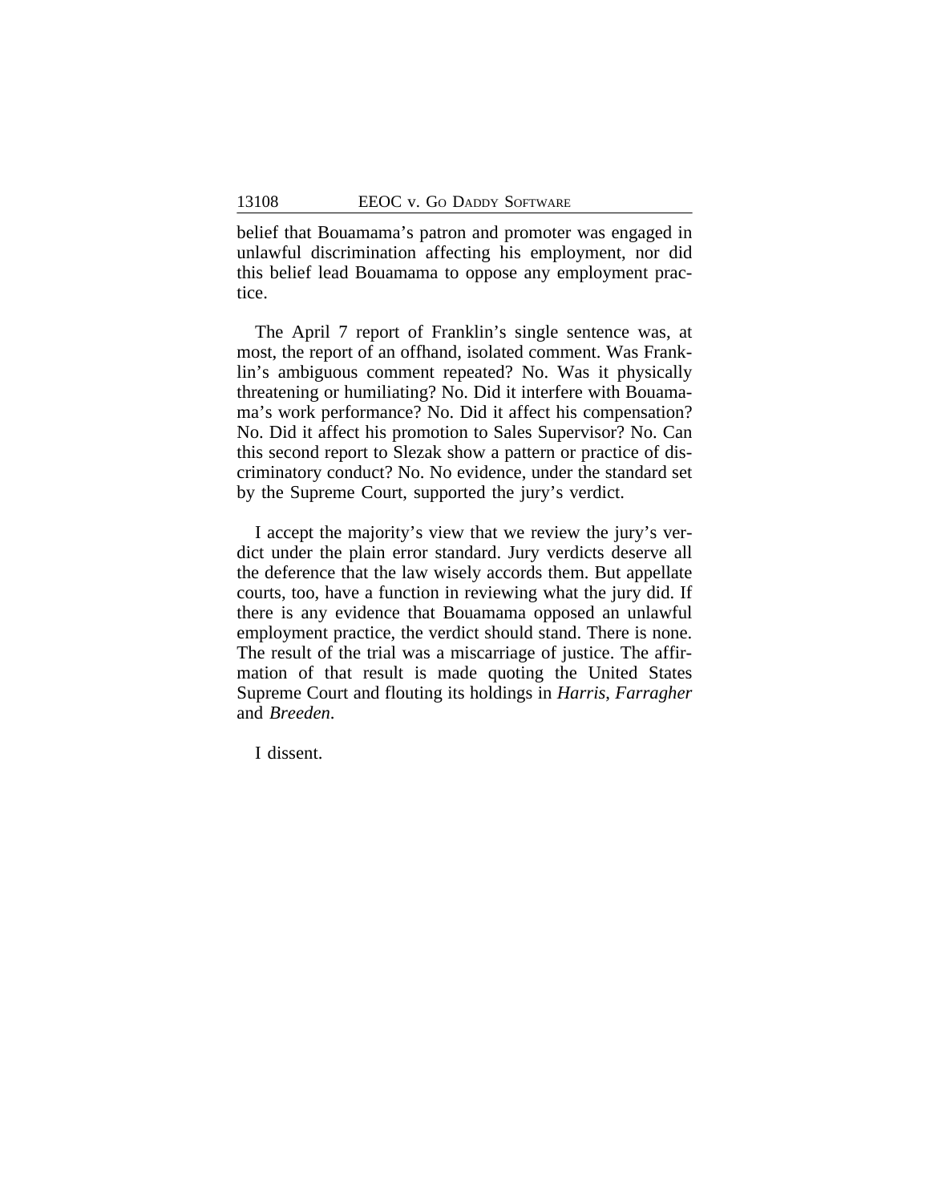belief that Bouamama's patron and promoter was engaged in unlawful discrimination affecting his employment, nor did this belief lead Bouamama to oppose any employment practice.

The April 7 report of Franklin's single sentence was, at most, the report of an offhand, isolated comment. Was Franklin's ambiguous comment repeated? No. Was it physically threatening or humiliating? No. Did it interfere with Bouamama's work performance? No. Did it affect his compensation? No. Did it affect his promotion to Sales Supervisor? No. Can this second report to Slezak show a pattern or practice of discriminatory conduct? No. No evidence, under the standard set by the Supreme Court, supported the jury's verdict.

I accept the majority's view that we review the jury's verdict under the plain error standard. Jury verdicts deserve all the deference that the law wisely accords them. But appellate courts, too, have a function in reviewing what the jury did. If there is any evidence that Bouamama opposed an unlawful employment practice, the verdict should stand. There is none. The result of the trial was a miscarriage of justice. The affirmation of that result is made quoting the United States Supreme Court and flouting its holdings in *Harris*, *Farragher* and *Breeden*.

I dissent.